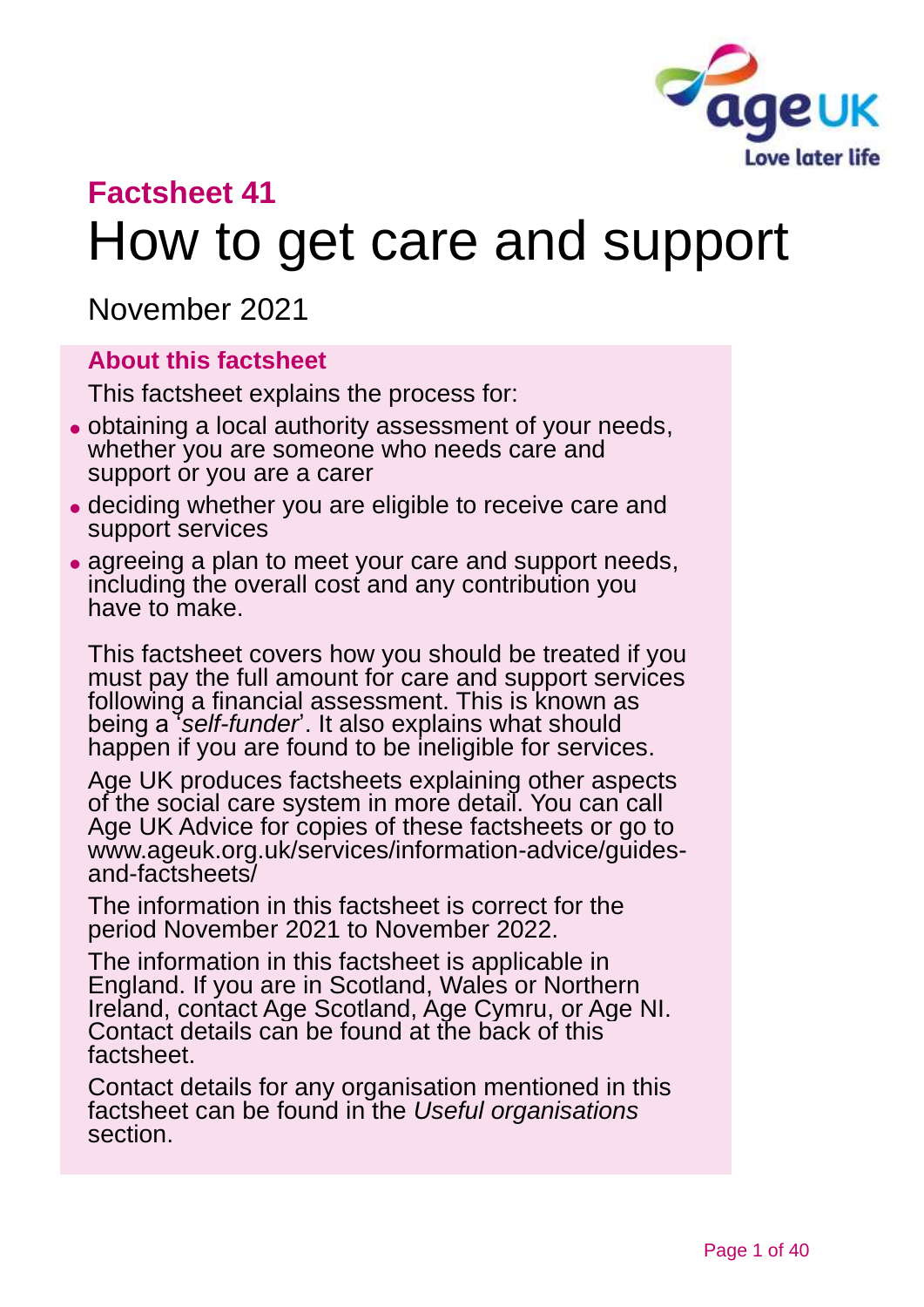## Factsheet 41

# How to get care and support

November 2021

### About this factsheet

This factsheet explains the process for:

- obtaining a local authority assessment of your needs, whether you are someone who needs care and support or you are a carer
- deciding whether you are eligible to receive care and support services
- agreeing a plan to meet your care and support needs, including the overall cost and any contribution you have to make.

This factsheet covers how you should be treated if you must pay the full amount for care and support services following a financial assessment. This is known as being a '*self-funder*'. It also explains what should happen if you are found to be ineligible for services.

Age UK produces factsheets explaining other aspects of the social care system in more detail. You can call Age UK Advice for copies of these factsheets or go to www.ageuk.org.uk/services/information-advice/guides-and-factsheets/

The information in this factsheet is correct for the period November 2021 to November 2022.

The information in this factsheet is applicable in England. If you are in Scotland, Wales or Northern Ireland, contact Age Scotland, Age Cymru, or Age NI. Contact details can be found at the back of this factsheet.

Contact details for any organisation mentioned in this factsheet can be found in the *Useful organisations* section.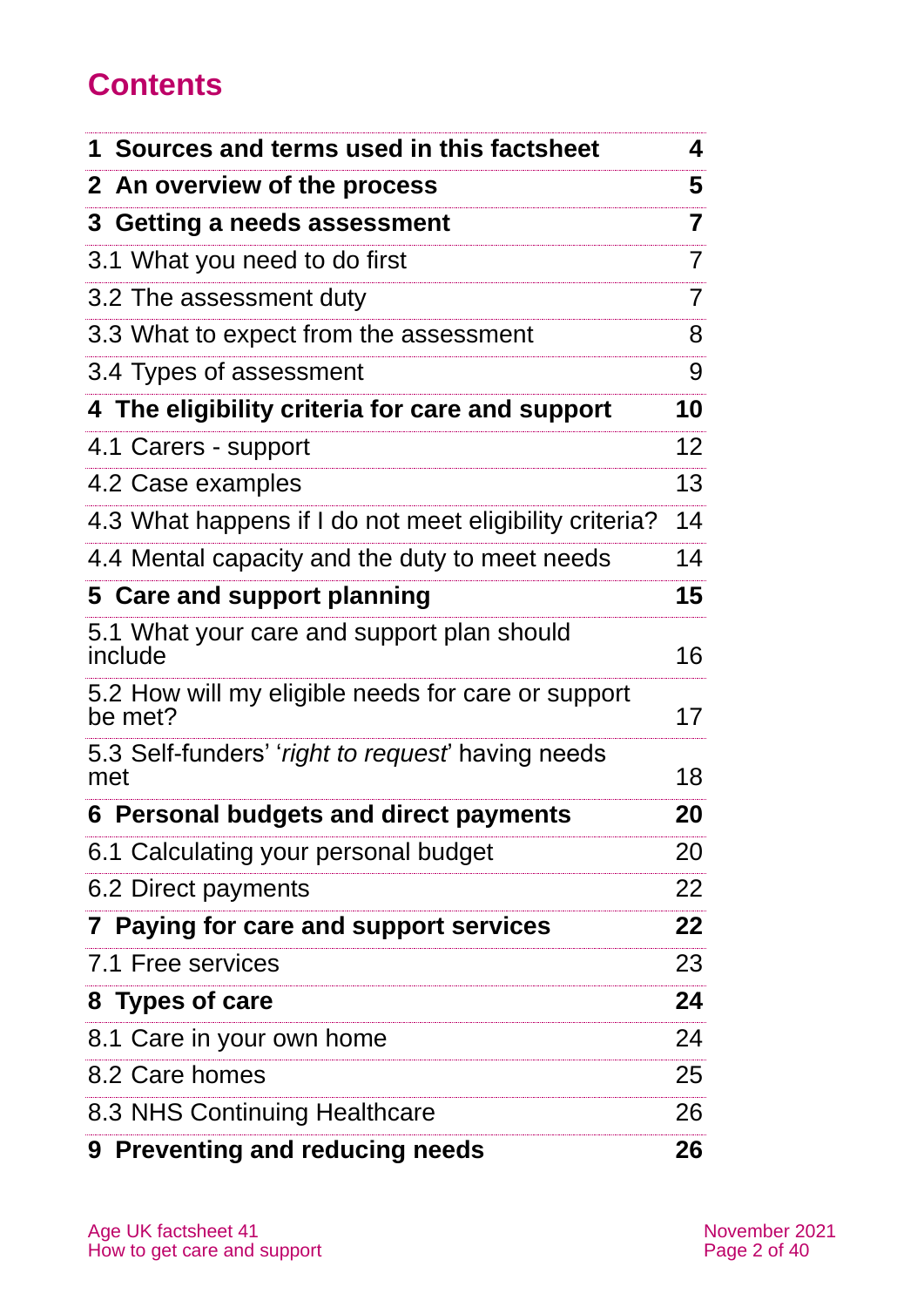# Contents

| | |
|---|---|
| **1 Sources and terms used in this factsheet** | **4** |
| **2 An overview of the process** | **5** |
| **3 Getting a needs assessment** | **7** |
| 3.1 What you need to do first | 7 |
| 3.2 The assessment duty | 7 |
| 3.3 What to expect from the assessment | 8 |
| 3.4 Types of assessment | 9 |
| **4 The eligibility criteria for care and support** | **10** |
| 4.1 Carers - support | 12 |
| 4.2 Case examples | 13 |
| 4.3 What happens if I do not meet eligibility criteria? | 14 |
| 4.4 Mental capacity and the duty to meet needs | 14 |
| **5 Care and support planning** | **15** |
| 5.1 What your care and support plan should include | 16 |
| 5.2 How will my eligible needs for care or support be met? | 17 |
| 5.3 Self-funders' '*right to request*' having needs met | 18 |
| **6 Personal budgets and direct payments** | **20** |
| 6.1 Calculating your personal budget | 20 |
| 6.2 Direct payments | 22 |
| **7 Paying for care and support services** | **22** |
| 7.1 Free services | 23 |
| **8 Types of care** | **24** |
| 8.1 Care in your own home | 24 |
| 8.2 Care homes | 25 |
| 8.3 NHS Continuing Healthcare | 26 |
| **9 Preventing and reducing needs** | **26** |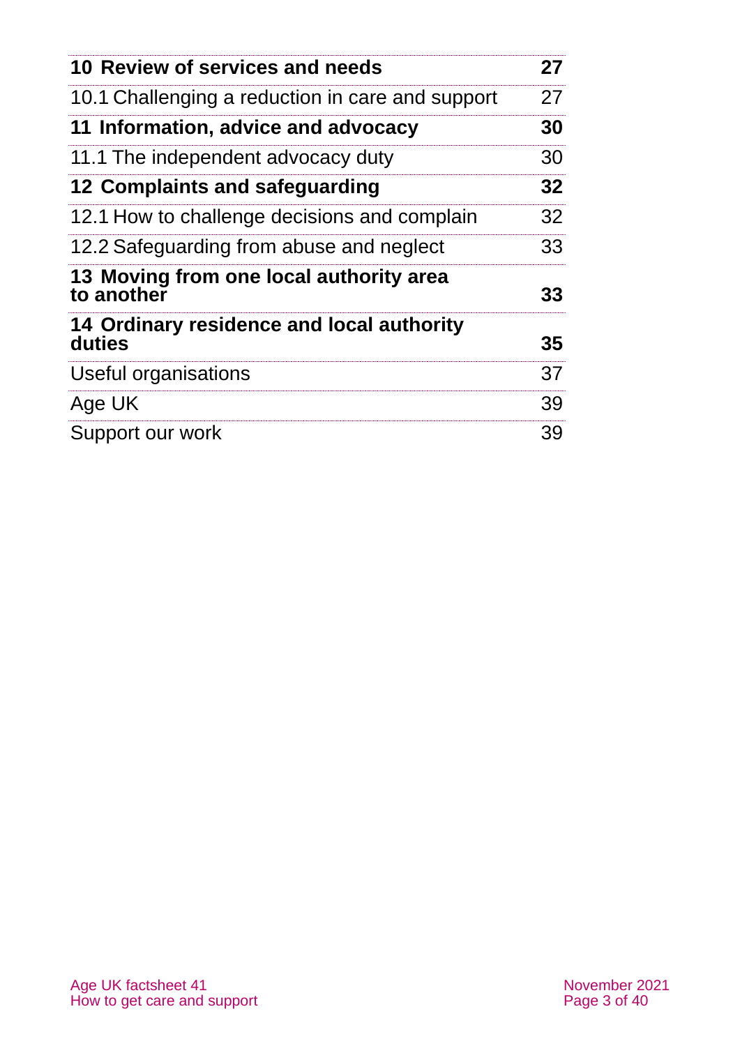| | |
|---|---|
| **10 Review of services and needs** | **27** |
| 10.1 Challenging a reduction in care and support | 27 |
| **11 Information, advice and advocacy** | **30** |
| 11.1 The independent advocacy duty | 30 |
| **12 Complaints and safeguarding** | **32** |
| 12.1 How to challenge decisions and complain | 32 |
| 12.2 Safeguarding from abuse and neglect | 33 |
| **13 Moving from one local authority area to another** | **33** |
| **14 Ordinary residence and local authority duties** | **35** |
| Useful organisations | 37 |
| Age UK | 39 |
| Support our work | 39 |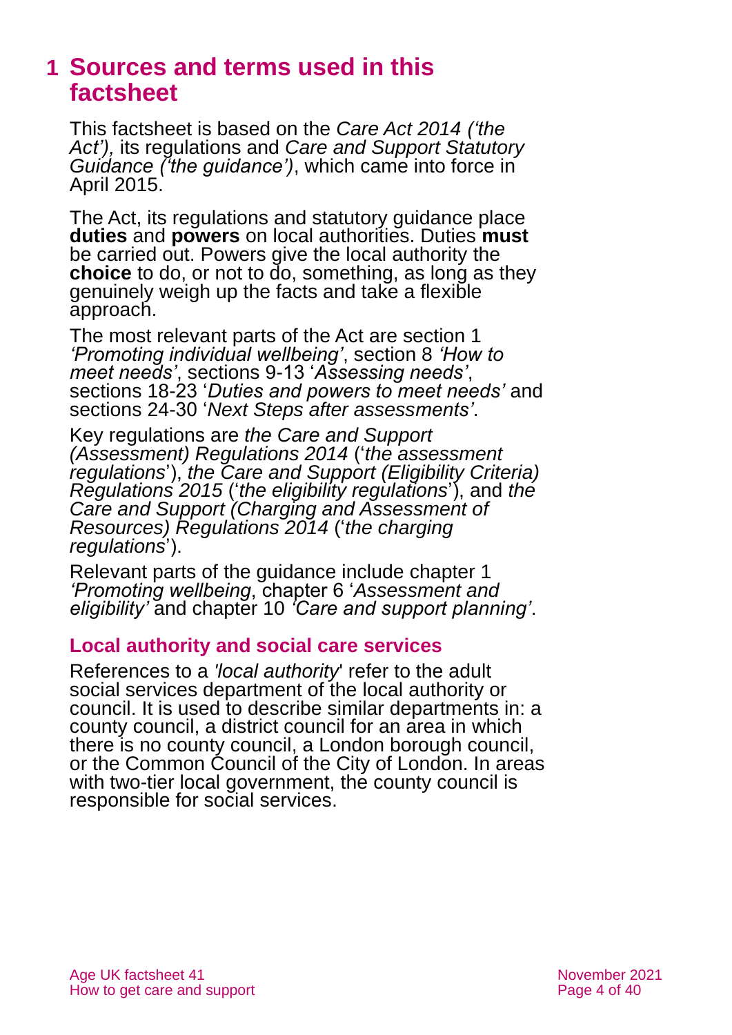# 1 Sources and terms used in this factsheet

This factsheet is based on the *Care Act 2014 ('the Act'),* its regulations and *Care and Support Statutory Guidance ('the guidance')*, which came into force in April 2015.

The Act, its regulations and statutory guidance place **duties** and **powers** on local authorities. Duties **must** be carried out. Powers give the local authority the **choice** to do, or not to do, something, as long as they genuinely weigh up the facts and take a flexible approach.

The most relevant parts of the Act are section 1 *'Promoting individual wellbeing'*, section 8 *'How to meet needs'*, sections 9-13 '*Assessing needs'*, sections 18-23 '*Duties and powers to meet needs'* and sections 24-30 '*Next Steps after assessments'*.

Key regulations are *the Care and Support (Assessment) Regulations 2014* ('*the assessment regulations*'), *the Care and Support (Eligibility Criteria) Regulations 2015* ('*the eligibility regulations*'), and *the Care and Support (Charging and Assessment of Resources) Regulations 2014* ('*the charging regulations*').

Relevant parts of the guidance include chapter 1 *'Promoting wellbeing*, chapter 6 '*Assessment and eligibility'* and chapter 10 *'Care and support planning'*.

## Local authority and social care services

References to a *'local authority*' refer to the adult social services department of the local authority or council. It is used to describe similar departments in: a county council, a district council for an area in which there is no county council, a London borough council, or the Common Council of the City of London. In areas with two-tier local government, the county council is responsible for social services.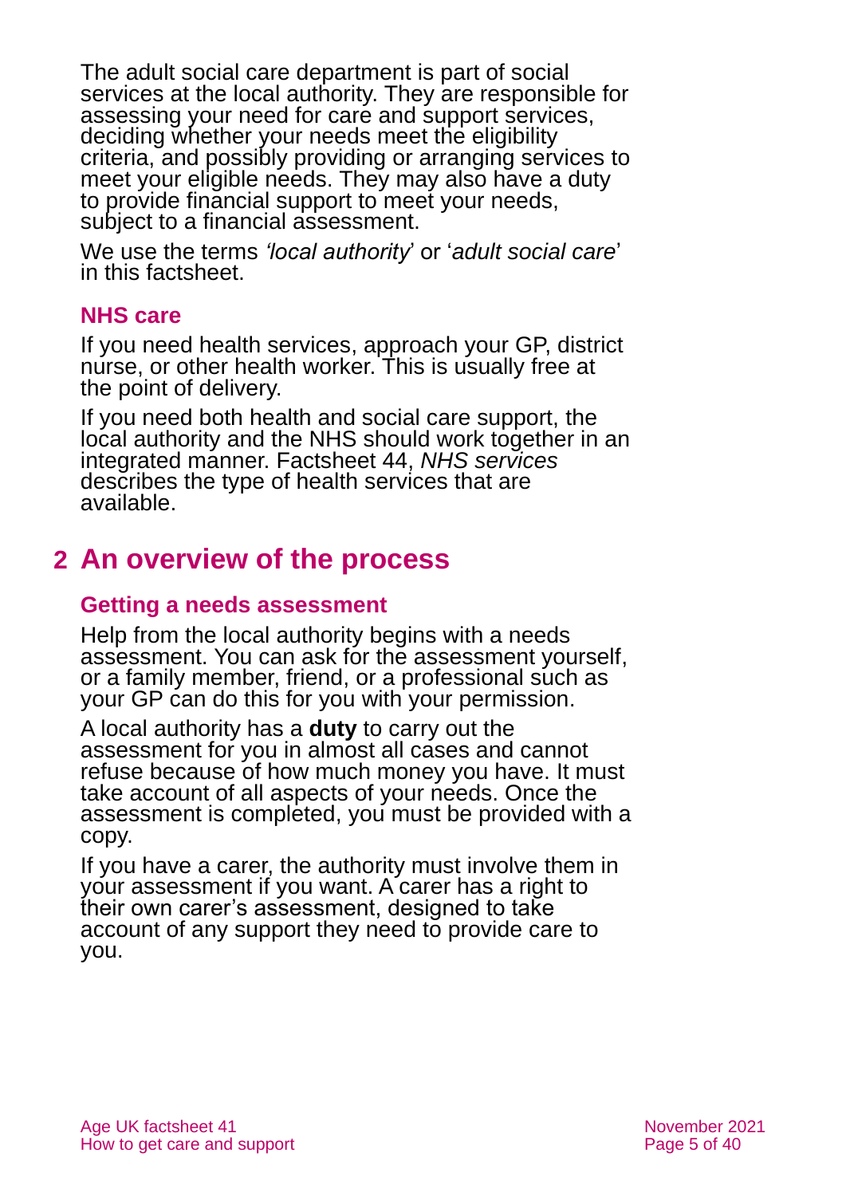The adult social care department is part of social services at the local authority. They are responsible for assessing your need for care and support services, deciding whether your needs meet the eligibility criteria, and possibly providing or arranging services to meet your eligible needs. They may also have a duty to provide financial support to meet your needs, subject to a financial assessment.

We use the terms *'local authority*' or '*adult social care*' in this factsheet.

### NHS care

If you need health services, approach your GP, district nurse, or other health worker. This is usually free at the point of delivery.

If you need both health and social care support, the local authority and the NHS should work together in an integrated manner. Factsheet 44, *NHS services* describes the type of health services that are available.

## 2 An overview of the process

### Getting a needs assessment

Help from the local authority begins with a needs assessment. You can ask for the assessment yourself, or a family member, friend, or a professional such as your GP can do this for you with your permission.

A local authority has a **duty** to carry out the assessment for you in almost all cases and cannot refuse because of how much money you have. It must take account of all aspects of your needs. Once the assessment is completed, you must be provided with a copy.

If you have a carer, the authority must involve them in your assessment if you want. A carer has a right to their own carer's assessment, designed to take account of any support they need to provide care to you.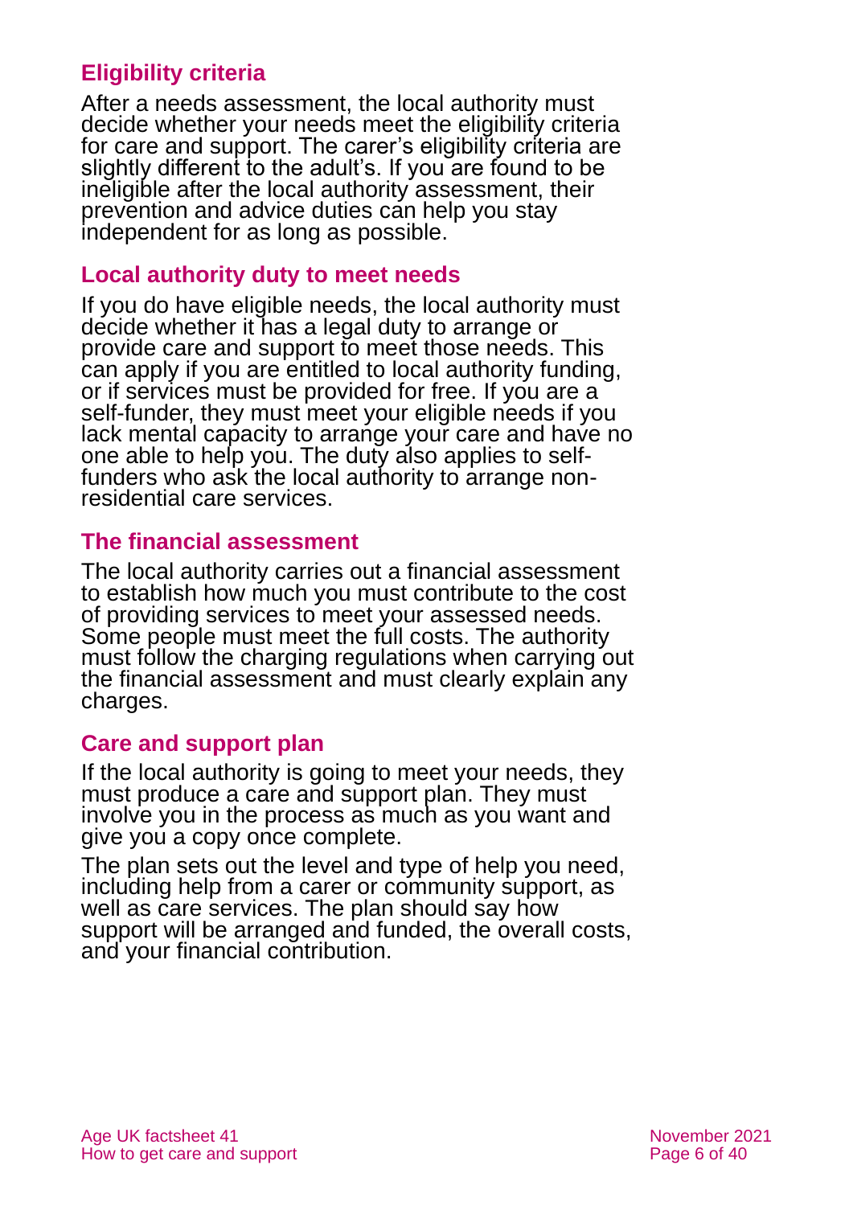## Eligibility criteria

After a needs assessment, the local authority must decide whether your needs meet the eligibility criteria for care and support. The carer's eligibility criteria are slightly different to the adult's. If you are found to be ineligible after the local authority assessment, their prevention and advice duties can help you stay independent for as long as possible.

## Local authority duty to meet needs

If you do have eligible needs, the local authority must decide whether it has a legal duty to arrange or provide care and support to meet those needs. This can apply if you are entitled to local authority funding, or if services must be provided for free. If you are a self-funder, they must meet your eligible needs if you lack mental capacity to arrange your care and have no one able to help you. The duty also applies to self-funders who ask the local authority to arrange non-residential care services.

## The financial assessment

The local authority carries out a financial assessment to establish how much you must contribute to the cost of providing services to meet your assessed needs. Some people must meet the full costs. The authority must follow the charging regulations when carrying out the financial assessment and must clearly explain any charges.

## Care and support plan

If the local authority is going to meet your needs, they must produce a care and support plan. They must involve you in the process as much as you want and give you a copy once complete.

The plan sets out the level and type of help you need, including help from a carer or community support, as well as care services. The plan should say how support will be arranged and funded, the overall costs, and your financial contribution.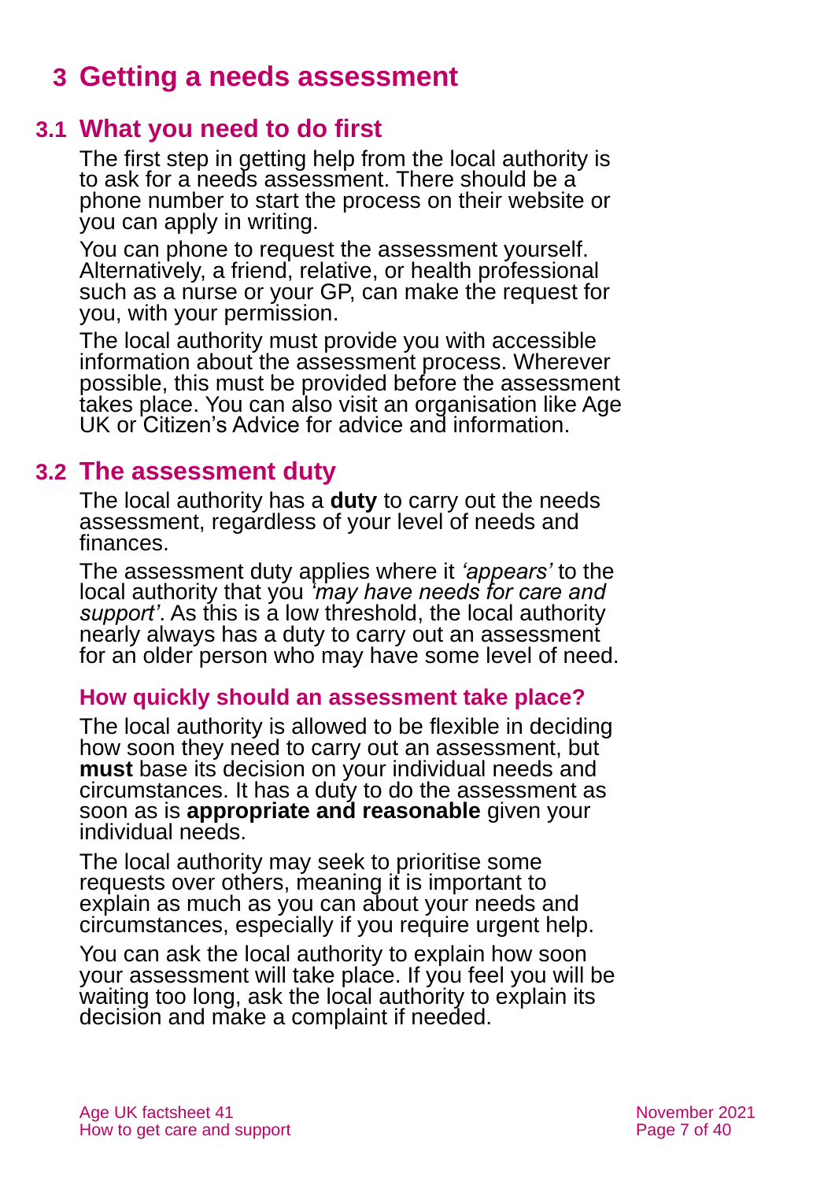# 3 Getting a needs assessment

## 3.1 What you need to do first

The first step in getting help from the local authority is to ask for a needs assessment. There should be a phone number to start the process on their website or you can apply in writing.

You can phone to request the assessment yourself. Alternatively, a friend, relative, or health professional such as a nurse or your GP, can make the request for you, with your permission.

The local authority must provide you with accessible information about the assessment process. Wherever possible, this must be provided before the assessment takes place. You can also visit an organisation like Age UK or Citizen's Advice for advice and information.

## 3.2 The assessment duty

The local authority has a **duty** to carry out the needs assessment, regardless of your level of needs and finances.

The assessment duty applies where it *'appears'* to the local authority that you *'may have needs for care and support'*. As this is a low threshold, the local authority nearly always has a duty to carry out an assessment for an older person who may have some level of need.

### How quickly should an assessment take place?

The local authority is allowed to be flexible in deciding how soon they need to carry out an assessment, but **must** base its decision on your individual needs and circumstances. It has a duty to do the assessment as soon as is **appropriate and reasonable** given your individual needs.

The local authority may seek to prioritise some requests over others, meaning it is important to explain as much as you can about your needs and circumstances, especially if you require urgent help.

You can ask the local authority to explain how soon your assessment will take place. If you feel you will be waiting too long, ask the local authority to explain its decision and make a complaint if needed.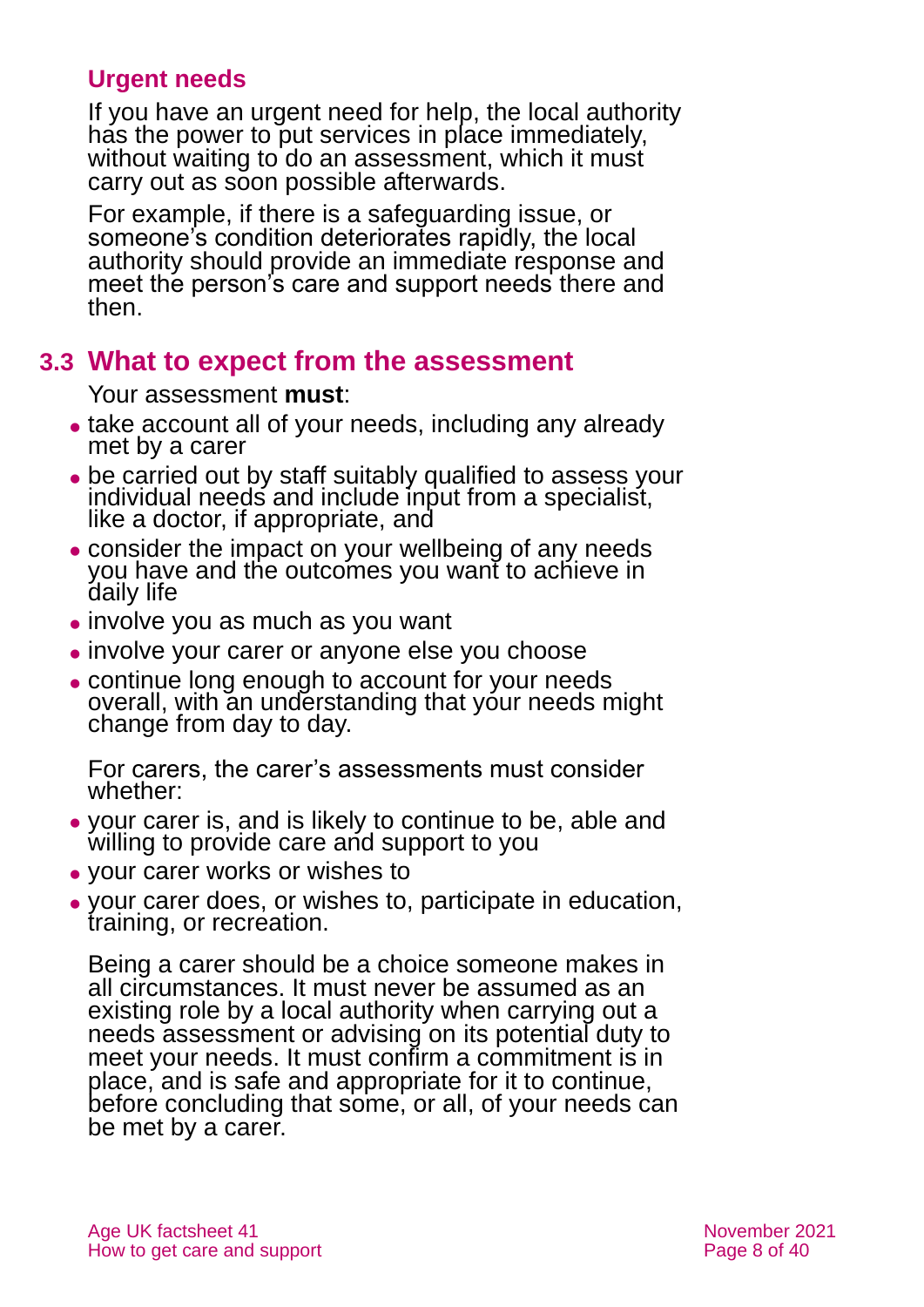### Urgent needs

If you have an urgent need for help, the local authority has the power to put services in place immediately, without waiting to do an assessment, which it must carry out as soon possible afterwards.

For example, if there is a safeguarding issue, or someone's condition deteriorates rapidly, the local authority should provide an immediate response and meet the person's care and support needs there and then.

## 3.3 What to expect from the assessment

Your assessment **must**:

- take account all of your needs, including any already met by a carer
- be carried out by staff suitably qualified to assess your individual needs and include input from a specialist, like a doctor, if appropriate, and
- consider the impact on your wellbeing of any needs you have and the outcomes you want to achieve in daily life
- involve you as much as you want
- involve your carer or anyone else you choose
- continue long enough to account for your needs overall, with an understanding that your needs might change from day to day.

For carers, the carer's assessments must consider whether:

- your carer is, and is likely to continue to be, able and willing to provide care and support to you
- your carer works or wishes to
- your carer does, or wishes to, participate in education, training, or recreation.

Being a carer should be a choice someone makes in all circumstances. It must never be assumed as an existing role by a local authority when carrying out a needs assessment or advising on its potential duty to meet your needs. It must confirm a commitment is in place, and is safe and appropriate for it to continue, before concluding that some, or all, of your needs can be met by a carer.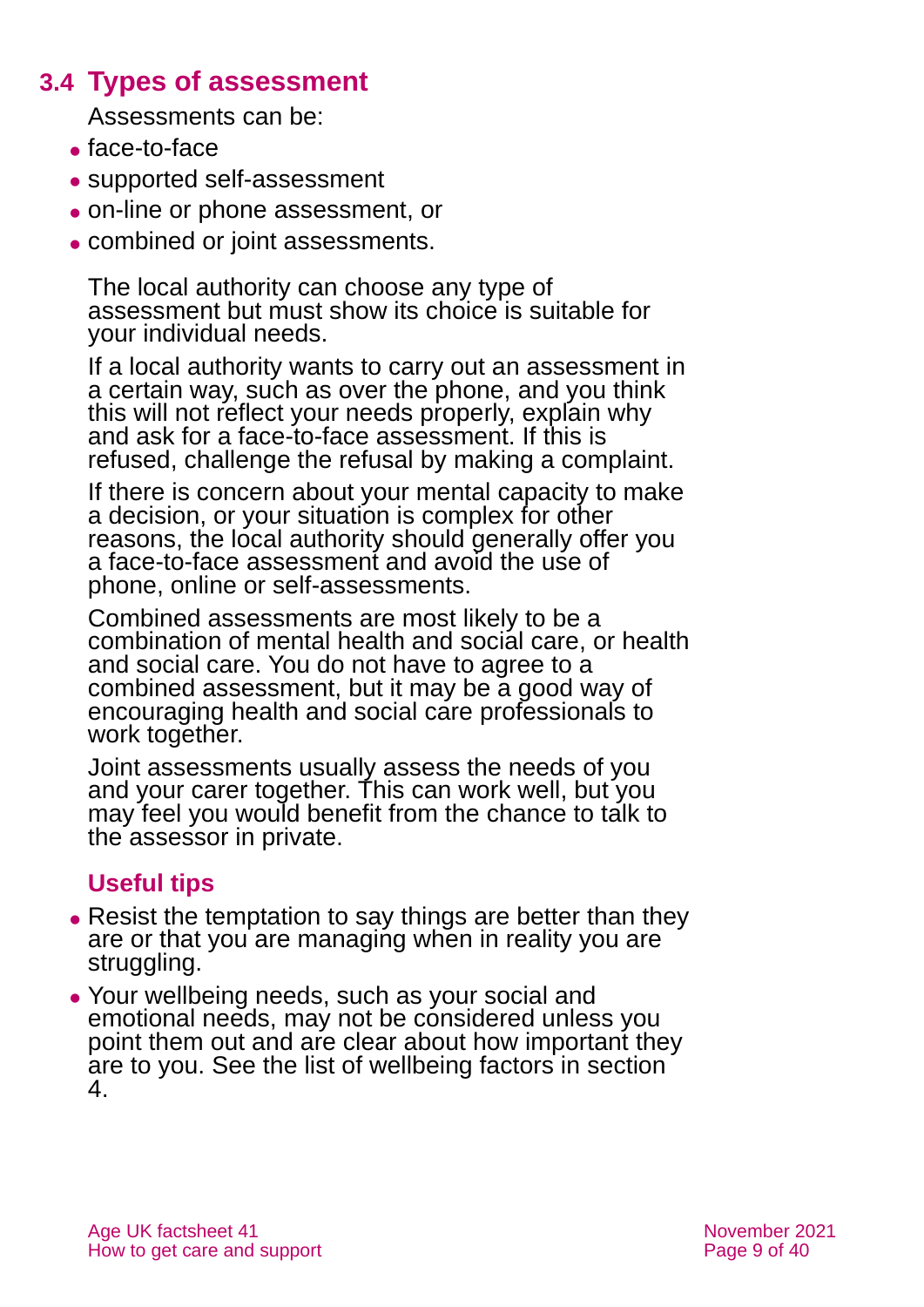## 3.4 Types of assessment

Assessments can be:

- face-to-face
- supported self-assessment
- on-line or phone assessment, or
- combined or joint assessments.

The local authority can choose any type of assessment but must show its choice is suitable for your individual needs.

If a local authority wants to carry out an assessment in a certain way, such as over the phone, and you think this will not reflect your needs properly, explain why and ask for a face-to-face assessment. If this is refused, challenge the refusal by making a complaint.

If there is concern about your mental capacity to make a decision, or your situation is complex for other reasons, the local authority should generally offer you a face-to-face assessment and avoid the use of phone, online or self-assessments.

Combined assessments are most likely to be a combination of mental health and social care, or health and social care. You do not have to agree to a combined assessment, but it may be a good way of encouraging health and social care professionals to work together.

Joint assessments usually assess the needs of you and your carer together. This can work well, but you may feel you would benefit from the chance to talk to the assessor in private.

### Useful tips

- Resist the temptation to say things are better than they are or that you are managing when in reality you are struggling.
- Your wellbeing needs, such as your social and emotional needs, may not be considered unless you point them out and are clear about how important they are to you. See the list of wellbeing factors in section 4.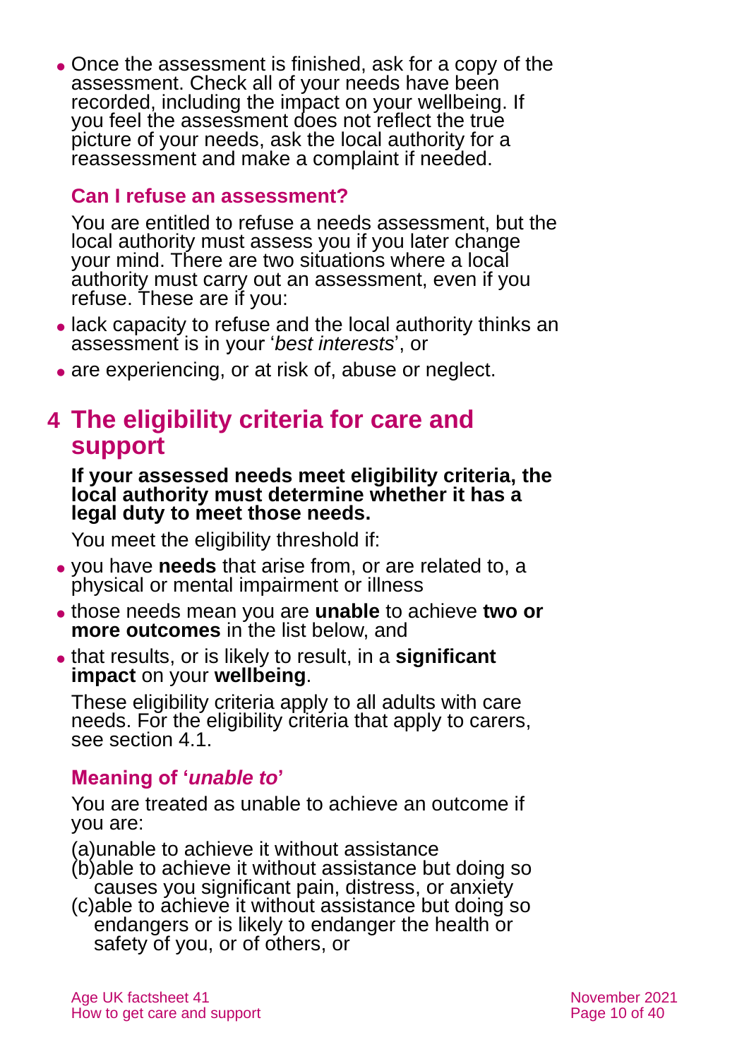- Once the assessment is finished, ask for a copy of the assessment. Check all of your needs have been recorded, including the impact on your wellbeing. If you feel the assessment does not reflect the true picture of your needs, ask the local authority for a reassessment and make a complaint if needed.

### Can I refuse an assessment?

You are entitled to refuse a needs assessment, but the local authority must assess you if you later change your mind. There are two situations where a local authority must carry out an assessment, even if you refuse. These are if you:

- lack capacity to refuse and the local authority thinks an assessment is in your '*best interests*', or
- are experiencing, or at risk of, abuse or neglect.

## 4 The eligibility criteria for care and support

**If your assessed needs meet eligibility criteria, the local authority must determine whether it has a legal duty to meet those needs.**

You meet the eligibility threshold if:

- you have **needs** that arise from, or are related to, a physical or mental impairment or illness
- those needs mean you are **unable** to achieve **two or more outcomes** in the list below, and
- that results, or is likely to result, in a **significant impact** on your **wellbeing**.

These eligibility criteria apply to all adults with care needs. For the eligibility criteria that apply to carers, see section 4.1.

### Meaning of '*unable to*'

You are treated as unable to achieve an outcome if you are:

(a) unable to achieve it without assistance
(b) able to achieve it without assistance but doing so causes you significant pain, distress, or anxiety
(c) able to achieve it without assistance but doing so endangers or is likely to endanger the health or safety of you, or of others, or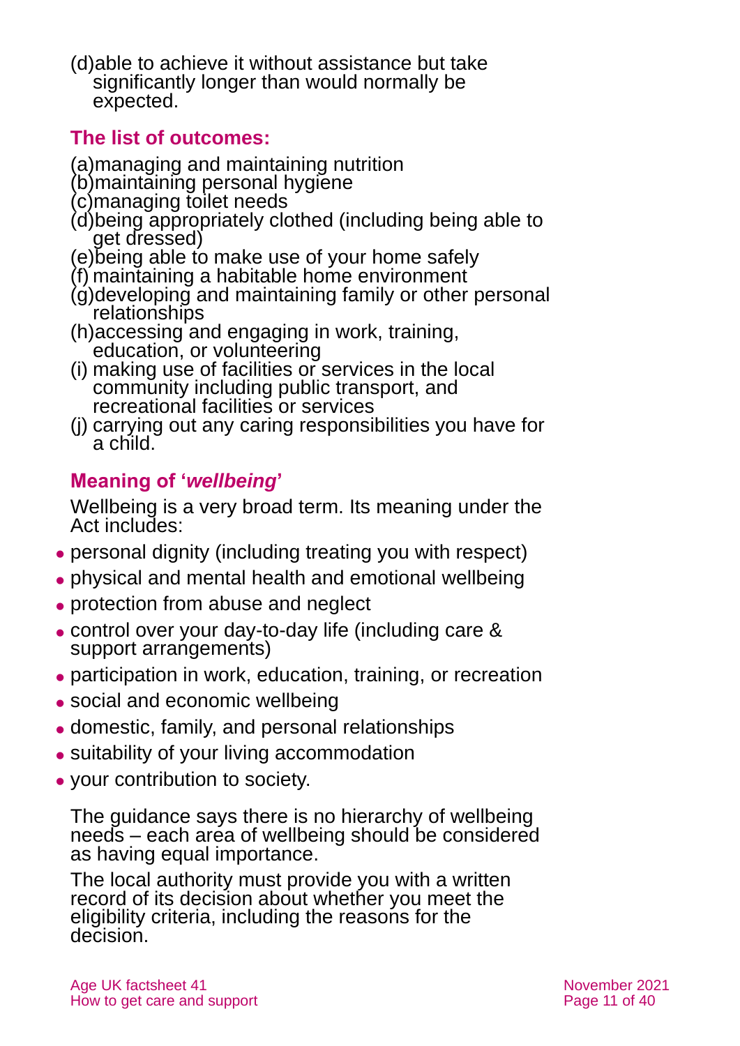(d) able to achieve it without assistance but take significantly longer than would normally be expected.

### The list of outcomes:

(a) managing and maintaining nutrition
(b) maintaining personal hygiene
(c) managing toilet needs
(d) being appropriately clothed (including being able to get dressed)
(e) being able to make use of your home safely
(f) maintaining a habitable home environment
(g) developing and maintaining family or other personal relationships
(h) accessing and engaging in work, training, education, or volunteering
(i) making use of facilities or services in the local community including public transport, and recreational facilities or services
(j) carrying out any caring responsibilities you have for a child.

### Meaning of '*wellbeing*'

Wellbeing is a very broad term. Its meaning under the Act includes:

- personal dignity (including treating you with respect)
- physical and mental health and emotional wellbeing
- protection from abuse and neglect
- control over your day-to-day life (including care & support arrangements)
- participation in work, education, training, or recreation
- social and economic wellbeing
- domestic, family, and personal relationships
- suitability of your living accommodation
- your contribution to society.

The guidance says there is no hierarchy of wellbeing needs – each area of wellbeing should be considered as having equal importance.

The local authority must provide you with a written record of its decision about whether you meet the eligibility criteria, including the reasons for the decision.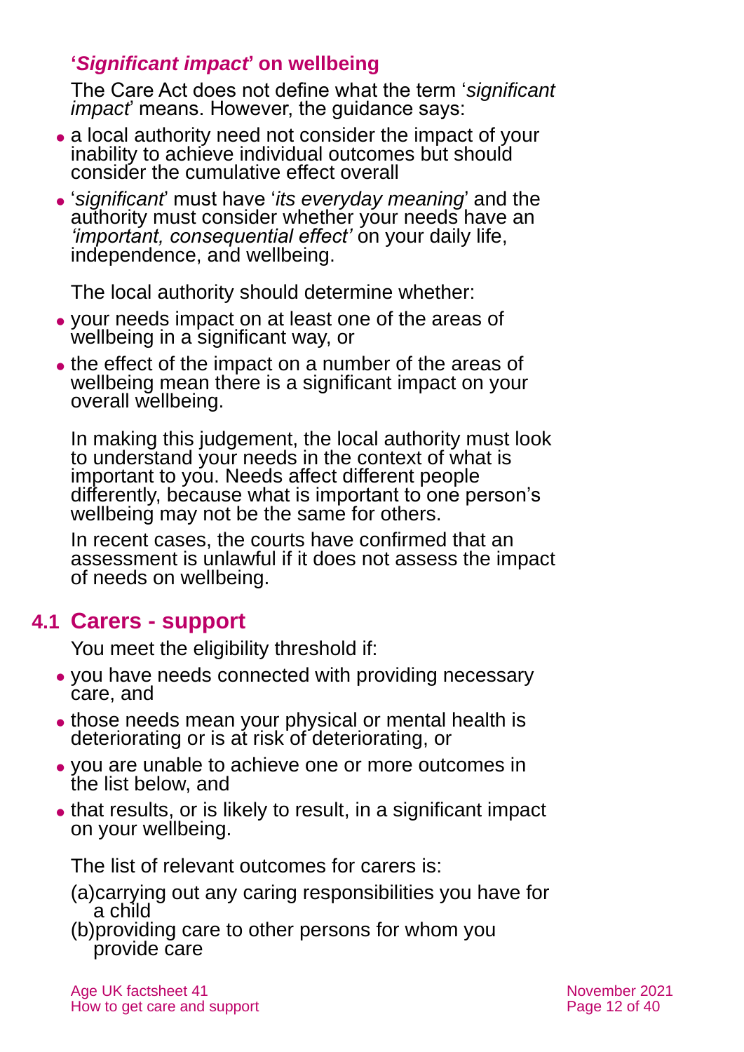### '*Significant impact*' on wellbeing

The Care Act does not define what the term '*significant impact*' means. However, the guidance says:

- a local authority need not consider the impact of your inability to achieve individual outcomes but should consider the cumulative effect overall
- '*significant*' must have '*its everyday meaning*' and the authority must consider whether your needs have an *'important, consequential effect'* on your daily life, independence, and wellbeing.

The local authority should determine whether:

- your needs impact on at least one of the areas of wellbeing in a significant way, or
- the effect of the impact on a number of the areas of wellbeing mean there is a significant impact on your overall wellbeing.

In making this judgement, the local authority must look to understand your needs in the context of what is important to you. Needs affect different people differently, because what is important to one person's wellbeing may not be the same for others.

In recent cases, the courts have confirmed that an assessment is unlawful if it does not assess the impact of needs on wellbeing.

## 4.1 Carers - support

You meet the eligibility threshold if:

- you have needs connected with providing necessary care, and
- those needs mean your physical or mental health is deteriorating or is at risk of deteriorating, or
- you are unable to achieve one or more outcomes in the list below, and
- that results, or is likely to result, in a significant impact on your wellbeing.

The list of relevant outcomes for carers is:

(a) carrying out any caring responsibilities you have for a child

(b) providing care to other persons for whom you provide care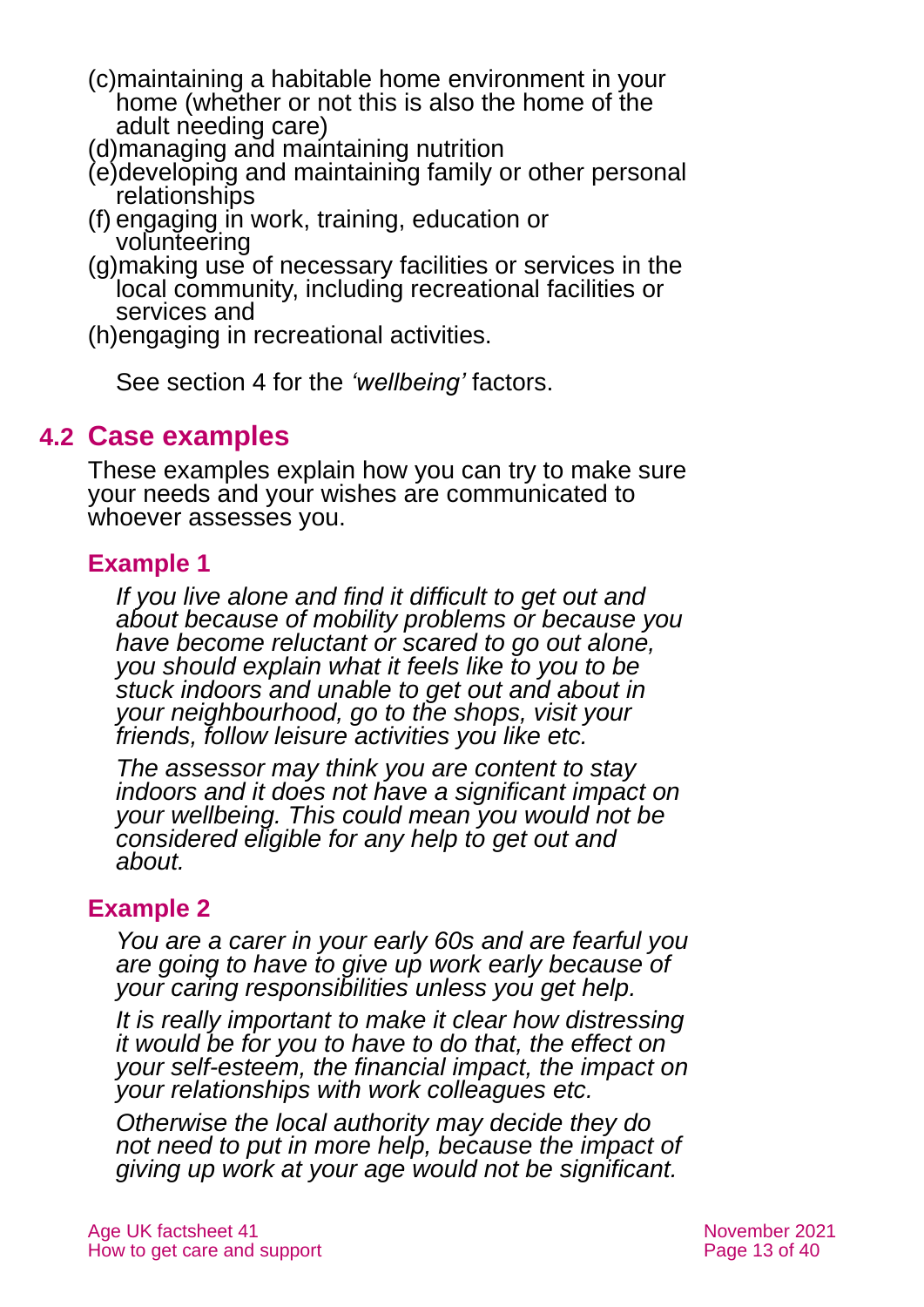(c) maintaining a habitable home environment in your home (whether or not this is also the home of the adult needing care)
(d) managing and maintaining nutrition
(e) developing and maintaining family or other personal relationships
(f) engaging in work, training, education or volunteering
(g) making use of necessary facilities or services in the local community, including recreational facilities or services and
(h) engaging in recreational activities.

See section 4 for the *'wellbeing'* factors.

## 4.2 Case examples

These examples explain how you can try to make sure your needs and your wishes are communicated to whoever assesses you.

### Example 1

*If you live alone and find it difficult to get out and about because of mobility problems or because you have become reluctant or scared to go out alone, you should explain what it feels like to you to be stuck indoors and unable to get out and about in your neighbourhood, go to the shops, visit your friends, follow leisure activities you like etc.*

*The assessor may think you are content to stay indoors and it does not have a significant impact on your wellbeing. This could mean you would not be considered eligible for any help to get out and about.*

### Example 2

*You are a carer in your early 60s and are fearful you are going to have to give up work early because of your caring responsibilities unless you get help.*

*It is really important to make it clear how distressing it would be for you to have to do that, the effect on your self-esteem, the financial impact, the impact on your relationships with work colleagues etc.*

*Otherwise the local authority may decide they do not need to put in more help, because the impact of giving up work at your age would not be significant.*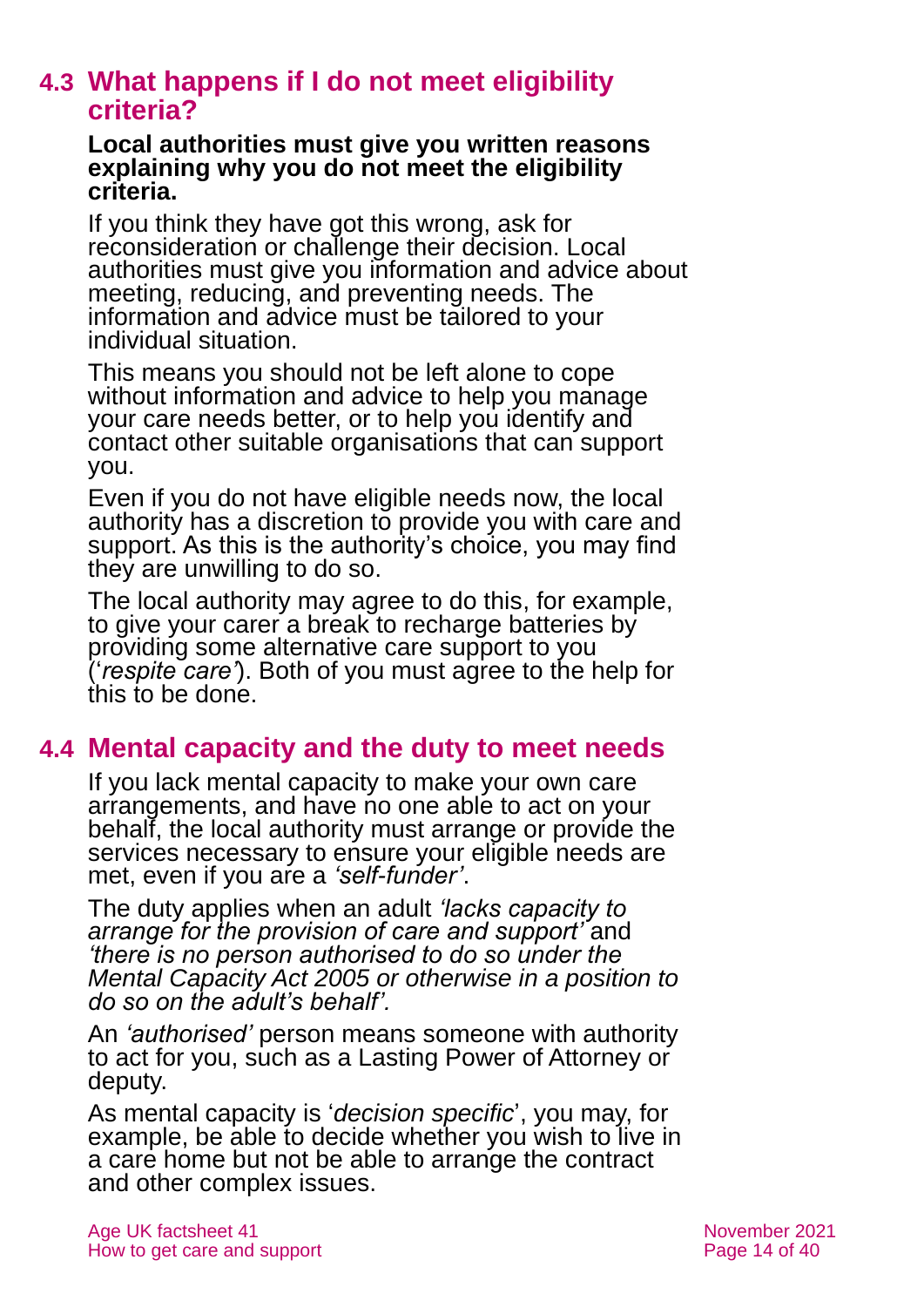## 4.3 What happens if I do not meet eligibility criteria?

**Local authorities must give you written reasons explaining why you do not meet the eligibility criteria.**

If you think they have got this wrong, ask for reconsideration or challenge their decision. Local authorities must give you information and advice about meeting, reducing, and preventing needs. The information and advice must be tailored to your individual situation.

This means you should not be left alone to cope without information and advice to help you manage your care needs better, or to help you identify and contact other suitable organisations that can support you.

Even if you do not have eligible needs now, the local authority has a discretion to provide you with care and support. As this is the authority's choice, you may find they are unwilling to do so.

The local authority may agree to do this, for example, to give your carer a break to recharge batteries by providing some alternative care support to you ('*respite care*'). Both of you must agree to the help for this to be done.

## 4.4 Mental capacity and the duty to meet needs

If you lack mental capacity to make your own care arrangements, and have no one able to act on your behalf, the local authority must arrange or provide the services necessary to ensure your eligible needs are met, even if you are a *'self-funder'*.

The duty applies when an adult *'lacks capacity to arrange for the provision of care and support'* and *'there is no person authorised to do so under the Mental Capacity Act 2005 or otherwise in a position to do so on the adult's behalf'.*

An *'authorised'* person means someone with authority to act for you, such as a Lasting Power of Attorney or deputy.

As mental capacity is '*decision specific*', you may, for example, be able to decide whether you wish to live in a care home but not be able to arrange the contract and other complex issues.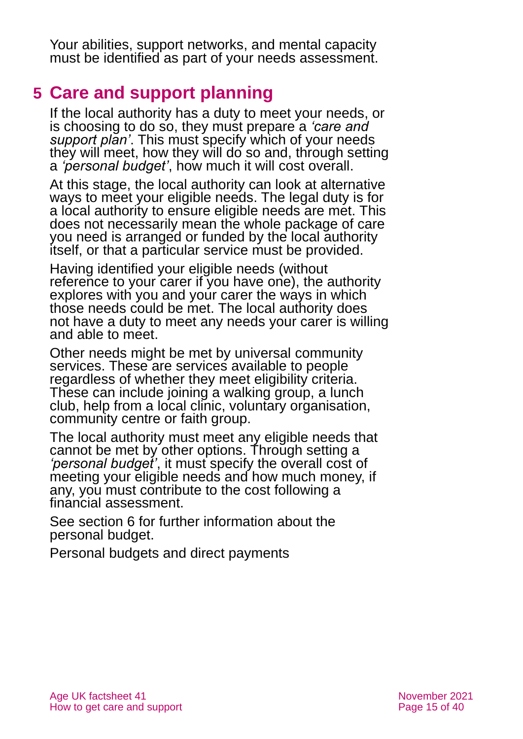Your abilities, support networks, and mental capacity must be identified as part of your needs assessment.

## 5 Care and support planning

If the local authority has a duty to meet your needs, or is choosing to do so, they must prepare a *'care and support plan'*. This must specify which of your needs they will meet, how they will do so and, through setting a *'personal budget'*, how much it will cost overall.

At this stage, the local authority can look at alternative ways to meet your eligible needs. The legal duty is for a local authority to ensure eligible needs are met. This does not necessarily mean the whole package of care you need is arranged or funded by the local authority itself, or that a particular service must be provided.

Having identified your eligible needs (without reference to your carer if you have one), the authority explores with you and your carer the ways in which those needs could be met. The local authority does not have a duty to meet any needs your carer is willing and able to meet.

Other needs might be met by universal community services. These are services available to people regardless of whether they meet eligibility criteria. These can include joining a walking group, a lunch club, help from a local clinic, voluntary organisation, community centre or faith group.

The local authority must meet any eligible needs that cannot be met by other options. Through setting a *'personal budget'*, it must specify the overall cost of meeting your eligible needs and how much money, if any, you must contribute to the cost following a financial assessment.

See section 6 for further information about the personal budget.

Personal budgets and direct payments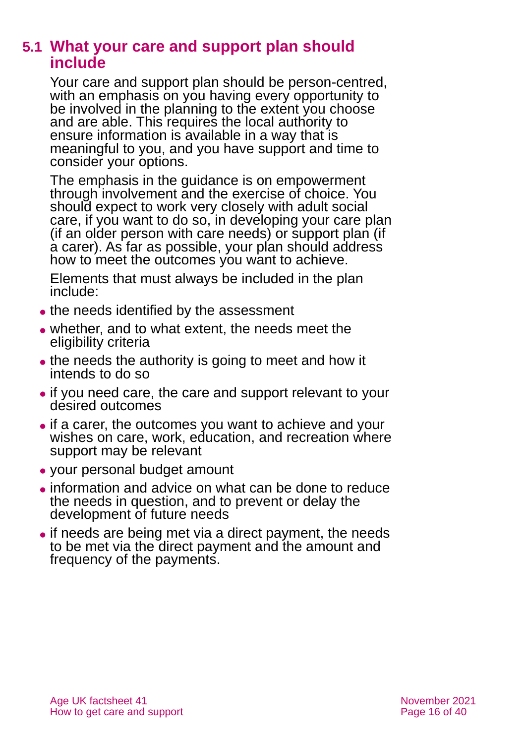## 5.1 What your care and support plan should include

Your care and support plan should be person-centred, with an emphasis on you having every opportunity to be involved in the planning to the extent you choose and are able. This requires the local authority to ensure information is available in a way that is meaningful to you, and you have support and time to consider your options.

The emphasis in the guidance is on empowerment through involvement and the exercise of choice. You should expect to work very closely with adult social care, if you want to do so, in developing your care plan (if an older person with care needs) or support plan (if a carer). As far as possible, your plan should address how to meet the outcomes you want to achieve.

Elements that must always be included in the plan include:

- the needs identified by the assessment
- whether, and to what extent, the needs meet the eligibility criteria
- the needs the authority is going to meet and how it intends to do so
- if you need care, the care and support relevant to your desired outcomes
- if a carer, the outcomes you want to achieve and your wishes on care, work, education, and recreation where support may be relevant
- your personal budget amount
- information and advice on what can be done to reduce the needs in question, and to prevent or delay the development of future needs
- if needs are being met via a direct payment, the needs to be met via the direct payment and the amount and frequency of the payments.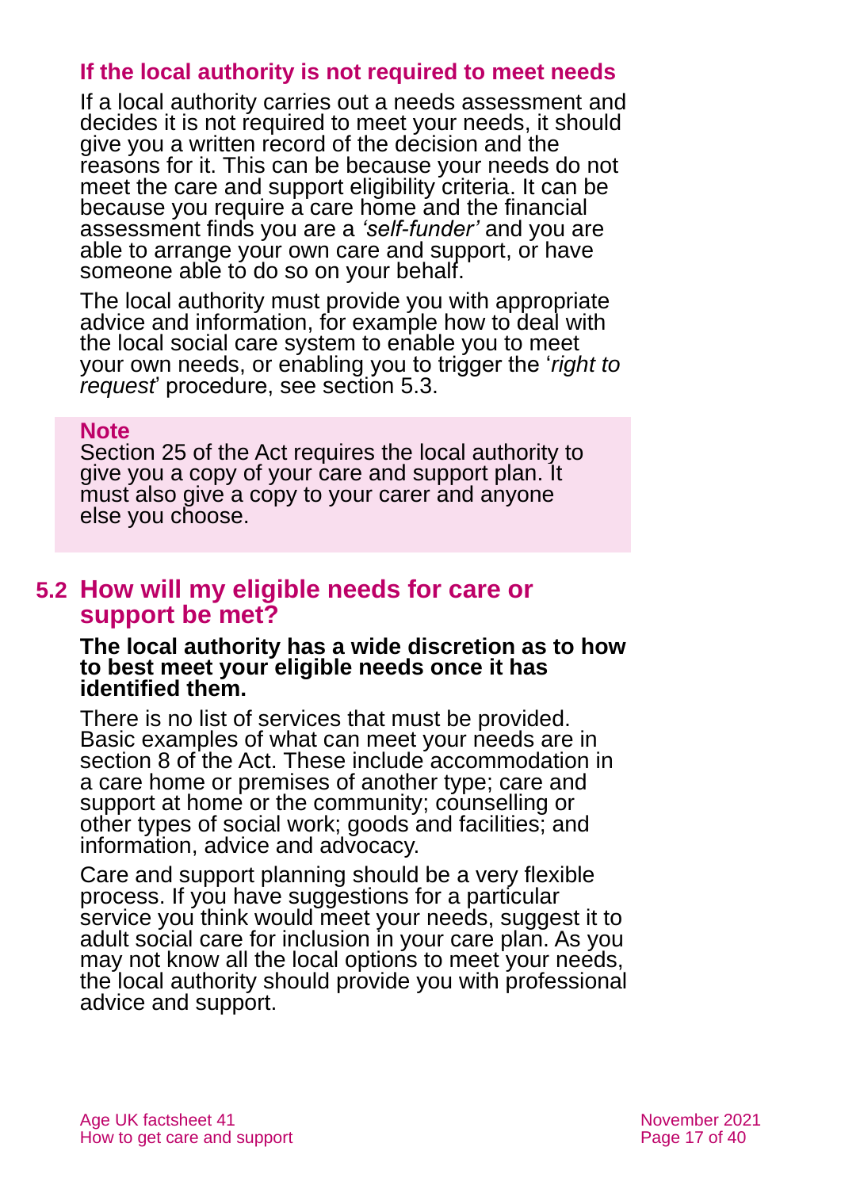### If the local authority is not required to meet needs

If a local authority carries out a needs assessment and decides it is not required to meet your needs, it should give you a written record of the decision and the reasons for it. This can be because your needs do not meet the care and support eligibility criteria. It can be because you require a care home and the financial assessment finds you are a *'self-funder'* and you are able to arrange your own care and support, or have someone able to do so on your behalf.

The local authority must provide you with appropriate advice and information, for example how to deal with the local social care system to enable you to meet your own needs, or enabling you to trigger the '*right to request*' procedure, see section 5.3.

> **Note**
> Section 25 of the Act requires the local authority to give you a copy of your care and support plan. It must also give a copy to your carer and anyone else you choose.

## 5.2 How will my eligible needs for care or support be met?

**The local authority has a wide discretion as to how to best meet your eligible needs once it has identified them.**

There is no list of services that must be provided. Basic examples of what can meet your needs are in section 8 of the Act. These include accommodation in a care home or premises of another type; care and support at home or the community; counselling or other types of social work; goods and facilities; and information, advice and advocacy.

Care and support planning should be a very flexible process. If you have suggestions for a particular service you think would meet your needs, suggest it to adult social care for inclusion in your care plan. As you may not know all the local options to meet your needs, the local authority should provide you with professional advice and support.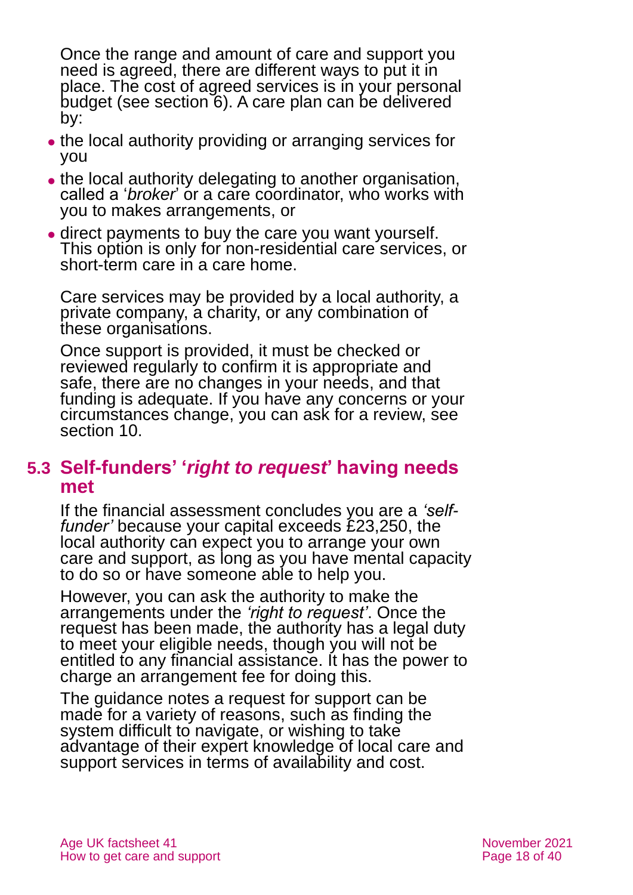Once the range and amount of care and support you need is agreed, there are different ways to put it in place. The cost of agreed services is in your personal budget (see section 6). A care plan can be delivered by:

- the local authority providing or arranging services for you
- the local authority delegating to another organisation, called a '*broker*' or a care coordinator, who works with you to makes arrangements, or
- direct payments to buy the care you want yourself. This option is only for non-residential care services, or short-term care in a care home.

Care services may be provided by a local authority, a private company, a charity, or any combination of these organisations.

Once support is provided, it must be checked or reviewed regularly to confirm it is appropriate and safe, there are no changes in your needs, and that funding is adequate. If you have any concerns or your circumstances change, you can ask for a review, see section 10.

## 5.3 Self-funders' '*right to request*' having needs met

If the financial assessment concludes you are a *'self-funder'* because your capital exceeds £23,250, the local authority can expect you to arrange your own care and support, as long as you have mental capacity to do so or have someone able to help you.

However, you can ask the authority to make the arrangements under the *'right to request'*. Once the request has been made, the authority has a legal duty to meet your eligible needs, though you will not be entitled to any financial assistance. It has the power to charge an arrangement fee for doing this.

The guidance notes a request for support can be made for a variety of reasons, such as finding the system difficult to navigate, or wishing to take advantage of their expert knowledge of local care and support services in terms of availability and cost.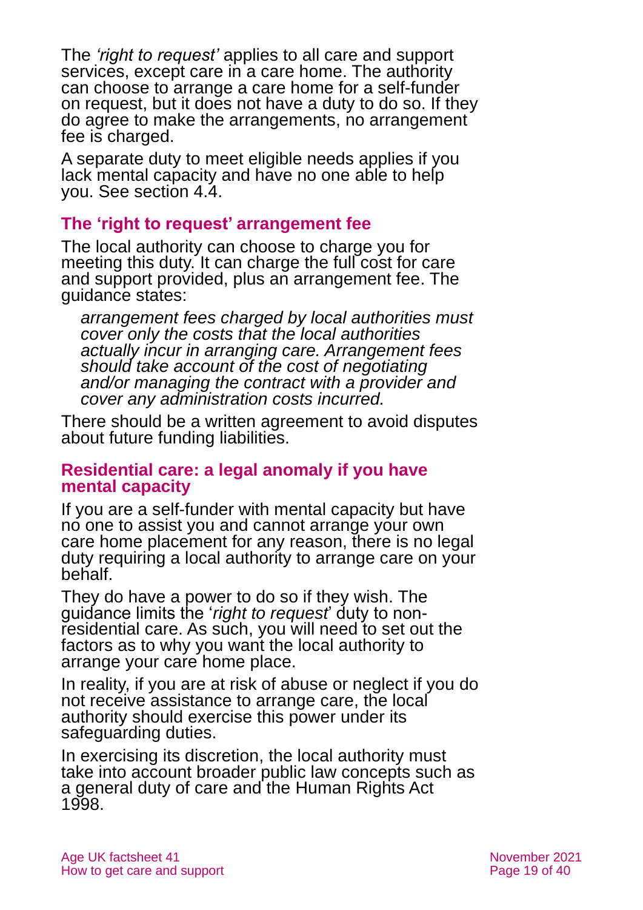The *'right to request'* applies to all care and support services, except care in a care home. The authority can choose to arrange a care home for a self-funder on request, but it does not have a duty to do so. If they do agree to make the arrangements, no arrangement fee is charged.

A separate duty to meet eligible needs applies if you lack mental capacity and have no one able to help you. See section 4.4.

### The 'right to request' arrangement fee

The local authority can choose to charge you for meeting this duty. It can charge the full cost for care and support provided, plus an arrangement fee. The guidance states:

> *arrangement fees charged by local authorities must cover only the costs that the local authorities actually incur in arranging care. Arrangement fees should take account of the cost of negotiating and/or managing the contract with a provider and cover any administration costs incurred.*

There should be a written agreement to avoid disputes about future funding liabilities.

### Residential care: a legal anomaly if you have mental capacity

If you are a self-funder with mental capacity but have no one to assist you and cannot arrange your own care home placement for any reason, there is no legal duty requiring a local authority to arrange care on your behalf.

They do have a power to do so if they wish. The guidance limits the '*right to request*' duty to non-residential care. As such, you will need to set out the factors as to why you want the local authority to arrange your care home place.

In reality, if you are at risk of abuse or neglect if you do not receive assistance to arrange care, the local authority should exercise this power under its safeguarding duties.

In exercising its discretion, the local authority must take into account broader public law concepts such as a general duty of care and the Human Rights Act 1998.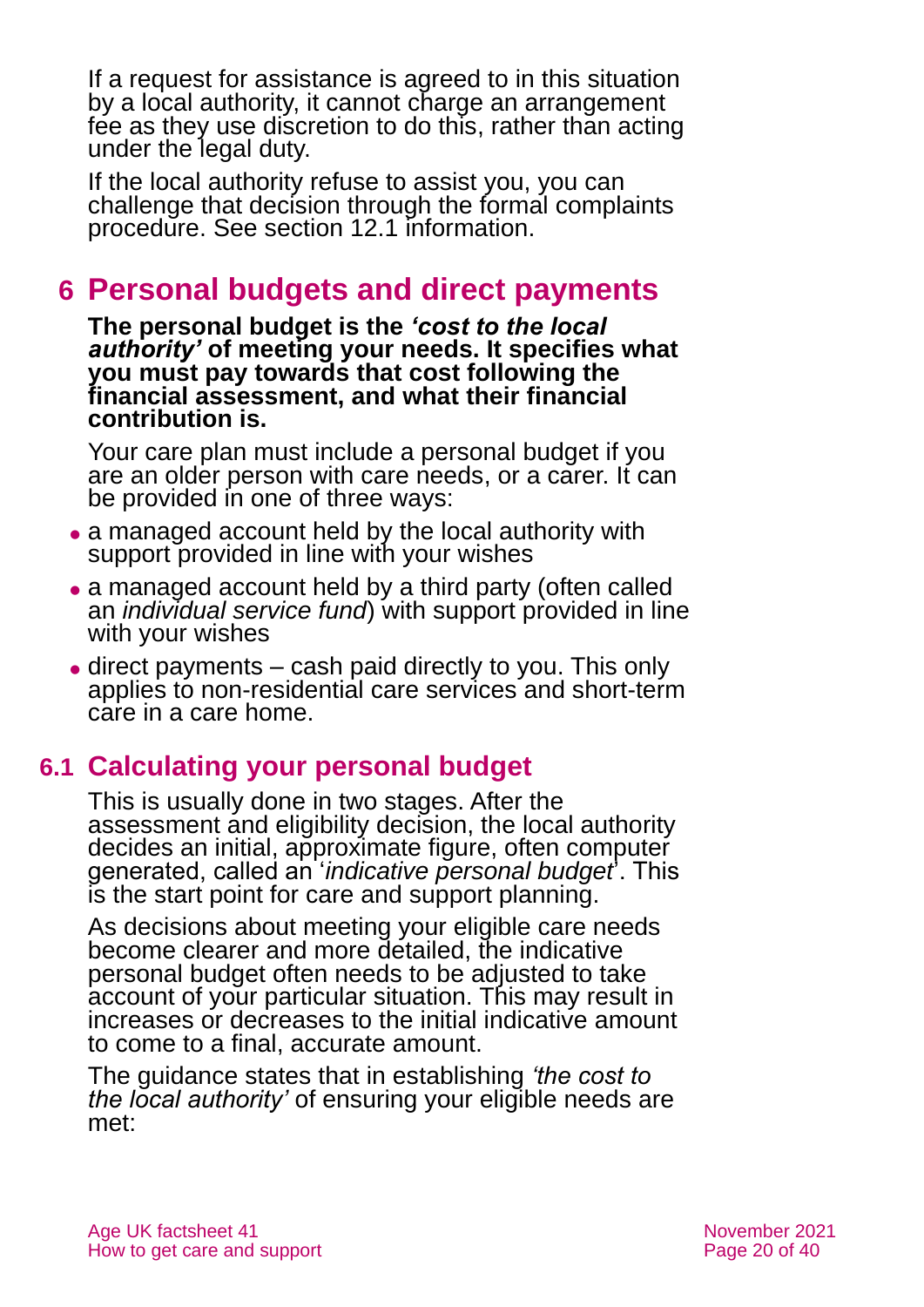If a request for assistance is agreed to in this situation by a local authority, it cannot charge an arrangement fee as they use discretion to do this, rather than acting under the legal duty.

If the local authority refuse to assist you, you can challenge that decision through the formal complaints procedure. See section 12.1 information.

# 6 Personal budgets and direct payments

**The personal budget is the *'cost to the local authority'* of meeting your needs. It specifies what you must pay towards that cost following the financial assessment, and what their financial contribution is.**

Your care plan must include a personal budget if you are an older person with care needs, or a carer. It can be provided in one of three ways:

- a managed account held by the local authority with support provided in line with your wishes
- a managed account held by a third party (often called an *individual service fund*) with support provided in line with your wishes
- direct payments – cash paid directly to you. This only applies to non-residential care services and short-term care in a care home.

## 6.1 Calculating your personal budget

This is usually done in two stages. After the assessment and eligibility decision, the local authority decides an initial, approximate figure, often computer generated, called an '*indicative personal budget*'. This is the start point for care and support planning.

As decisions about meeting your eligible care needs become clearer and more detailed, the indicative personal budget often needs to be adjusted to take account of your particular situation. This may result in increases or decreases to the initial indicative amount to come to a final, accurate amount.

The guidance states that in establishing *'the cost to the local authority'* of ensuring your eligible needs are met: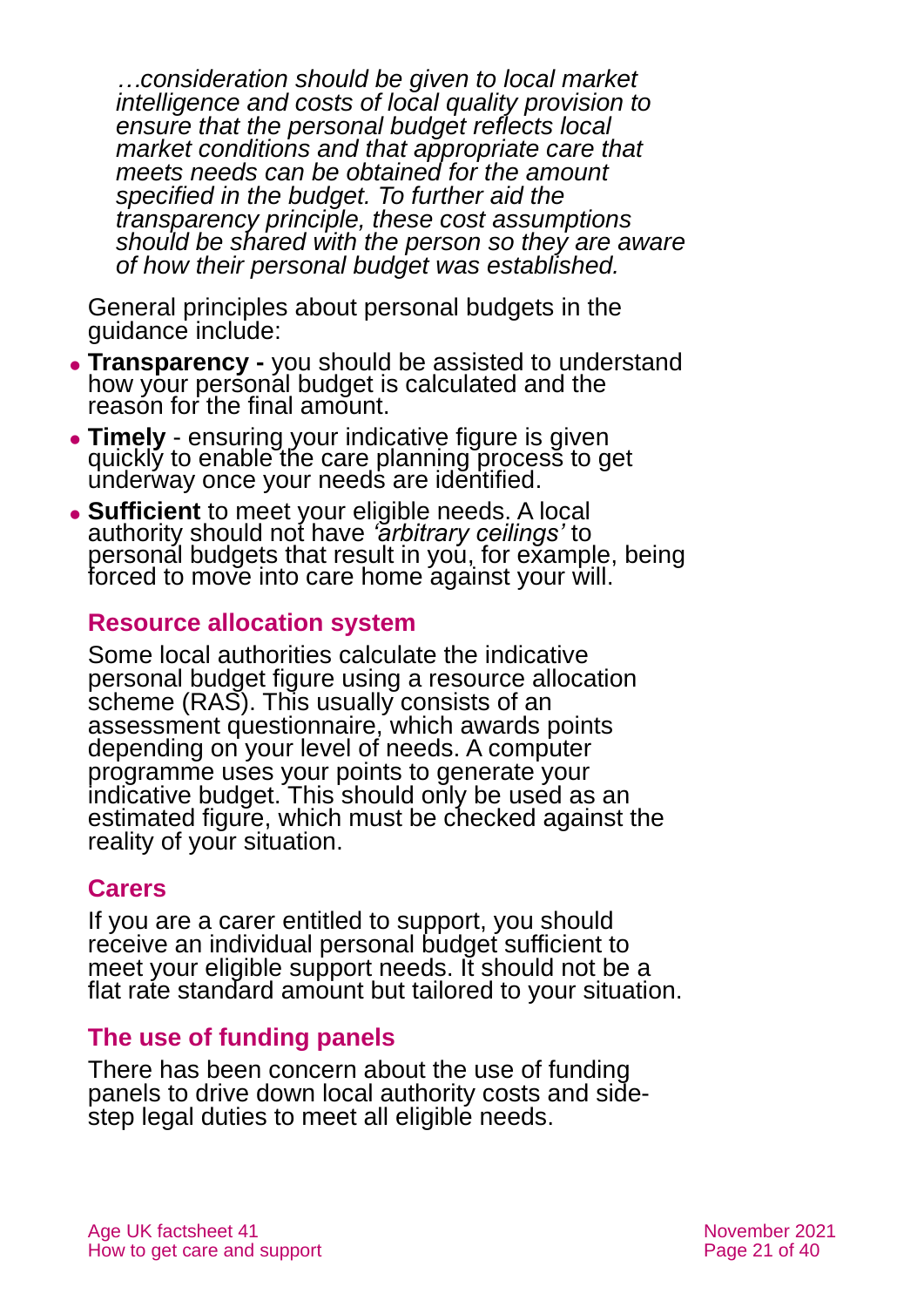*…consideration should be given to local market intelligence and costs of local quality provision to ensure that the personal budget reflects local market conditions and that appropriate care that meets needs can be obtained for the amount specified in the budget. To further aid the transparency principle, these cost assumptions should be shared with the person so they are aware of how their personal budget was established.*

General principles about personal budgets in the guidance include:

- **Transparency -** you should be assisted to understand how your personal budget is calculated and the reason for the final amount.
- **Timely** - ensuring your indicative figure is given quickly to enable the care planning process to get underway once your needs are identified.
- **Sufficient** to meet your eligible needs. A local authority should not have *'arbitrary ceilings'* to personal budgets that result in you, for example, being forced to move into care home against your will.

### Resource allocation system

Some local authorities calculate the indicative personal budget figure using a resource allocation scheme (RAS). This usually consists of an assessment questionnaire, which awards points depending on your level of needs. A computer programme uses your points to generate your indicative budget. This should only be used as an estimated figure, which must be checked against the reality of your situation.

### Carers

If you are a carer entitled to support, you should receive an individual personal budget sufficient to meet your eligible support needs. It should not be a flat rate standard amount but tailored to your situation.

### The use of funding panels

There has been concern about the use of funding panels to drive down local authority costs and side-step legal duties to meet all eligible needs.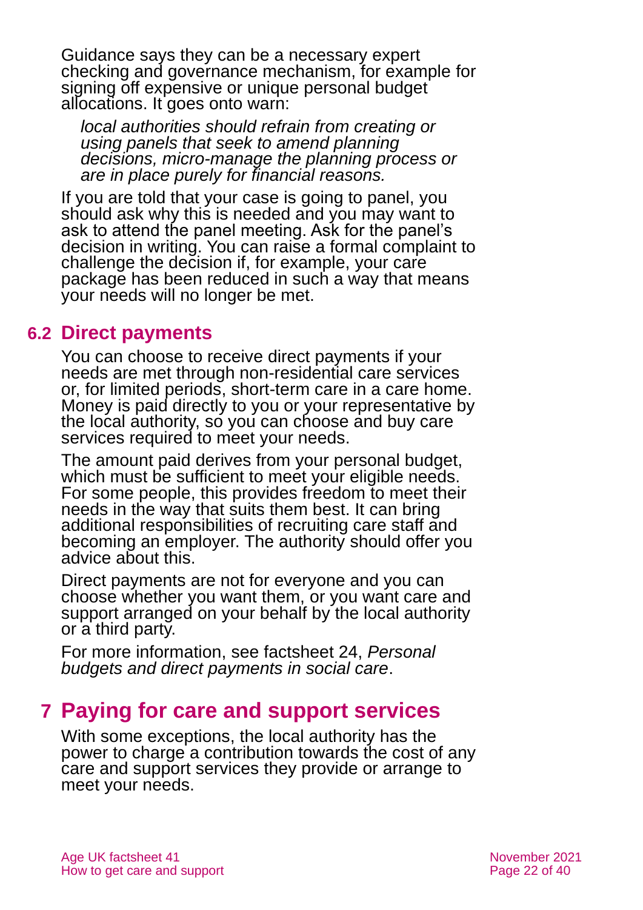Guidance says they can be a necessary expert checking and governance mechanism, for example for signing off expensive or unique personal budget allocations. It goes onto warn:

> *local authorities should refrain from creating or using panels that seek to amend planning decisions, micro-manage the planning process or are in place purely for financial reasons.*

If you are told that your case is going to panel, you should ask why this is needed and you may want to ask to attend the panel meeting. Ask for the panel's decision in writing. You can raise a formal complaint to challenge the decision if, for example, your care package has been reduced in such a way that means your needs will no longer be met.

## 6.2 Direct payments

You can choose to receive direct payments if your needs are met through non-residential care services or, for limited periods, short-term care in a care home. Money is paid directly to you or your representative by the local authority, so you can choose and buy care services required to meet your needs.

The amount paid derives from your personal budget, which must be sufficient to meet your eligible needs. For some people, this provides freedom to meet their needs in the way that suits them best. It can bring additional responsibilities of recruiting care staff and becoming an employer. The authority should offer you advice about this.

Direct payments are not for everyone and you can choose whether you want them, or you want care and support arranged on your behalf by the local authority or a third party.

For more information, see factsheet 24, *Personal budgets and direct payments in social care*.

# 7 Paying for care and support services

With some exceptions, the local authority has the power to charge a contribution towards the cost of any care and support services they provide or arrange to meet your needs.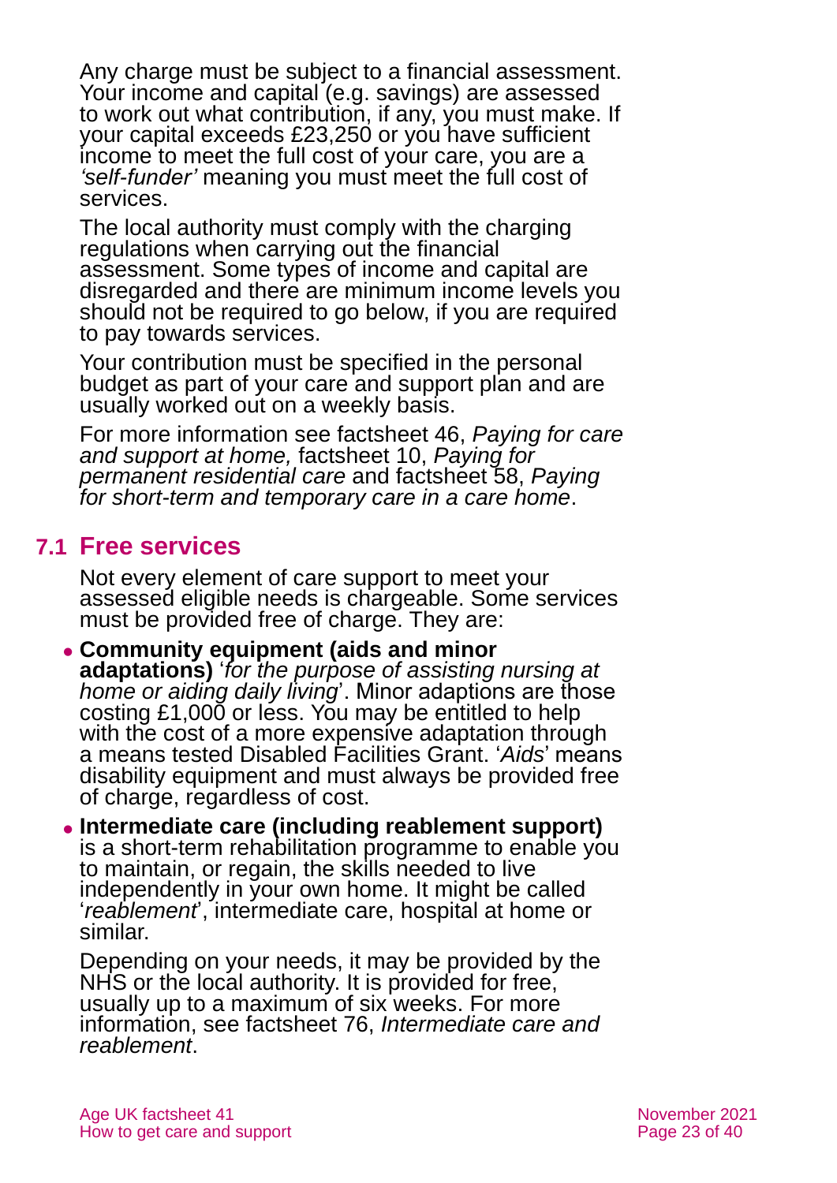Any charge must be subject to a financial assessment. Your income and capital (e.g. savings) are assessed to work out what contribution, if any, you must make. If your capital exceeds £23,250 or you have sufficient income to meet the full cost of your care, you are a *'self-funder'* meaning you must meet the full cost of services.

The local authority must comply with the charging regulations when carrying out the financial assessment. Some types of income and capital are disregarded and there are minimum income levels you should not be required to go below, if you are required to pay towards services.

Your contribution must be specified in the personal budget as part of your care and support plan and are usually worked out on a weekly basis.

For more information see factsheet 46, *Paying for care and support at home,* factsheet 10, *Paying for permanent residential care* and factsheet 58, *Paying for short-term and temporary care in a care home*.

## 7.1 Free services

Not every element of care support to meet your assessed eligible needs is chargeable. Some services must be provided free of charge. They are:

- **Community equipment (aids and minor adaptations)** '*for the purpose of assisting nursing at home or aiding daily living*'. Minor adaptions are those costing £1,000 or less. You may be entitled to help with the cost of a more expensive adaptation through a means tested Disabled Facilities Grant. '*Aids*' means disability equipment and must always be provided free of charge, regardless of cost.
- **Intermediate care (including reablement support)** is a short-term rehabilitation programme to enable you to maintain, or regain, the skills needed to live independently in your own home. It might be called '*reablement*', intermediate care, hospital at home or similar.

  Depending on your needs, it may be provided by the NHS or the local authority. It is provided for free, usually up to a maximum of six weeks. For more information, see factsheet 76, *Intermediate care and reablement*.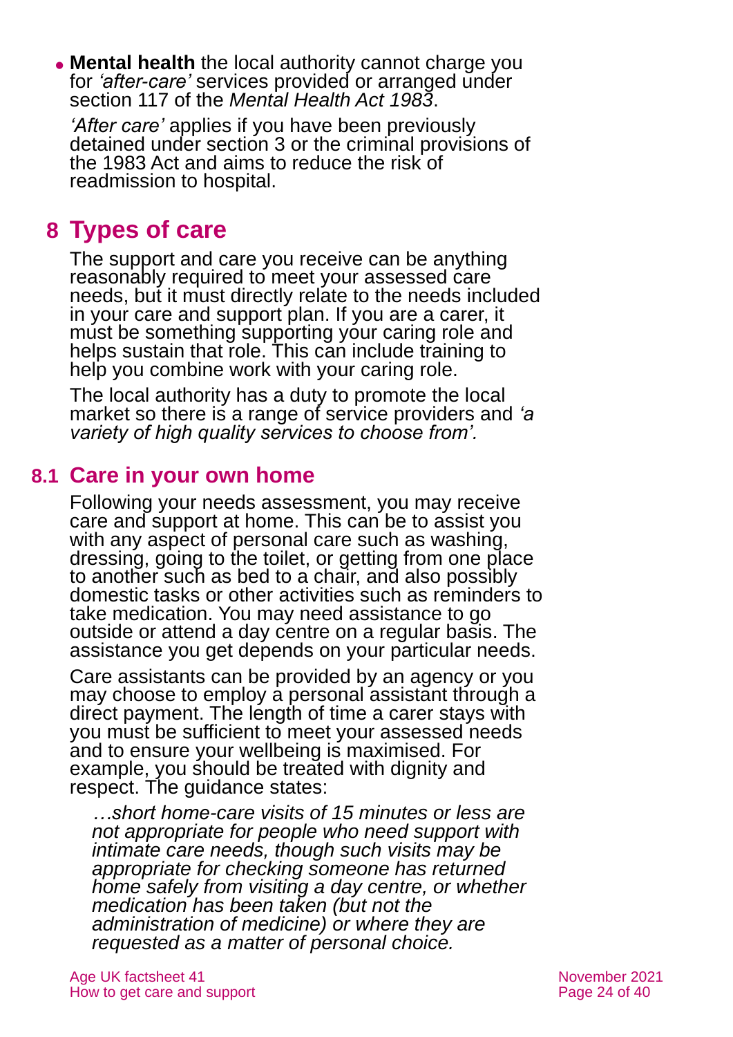- **Mental health** the local authority cannot charge you for *'after-care'* services provided or arranged under section 117 of the *Mental Health Act 1983*.

  *'After care'* applies if you have been previously detained under section 3 or the criminal provisions of the 1983 Act and aims to reduce the risk of readmission to hospital.

# 8 Types of care

The support and care you receive can be anything reasonably required to meet your assessed care needs, but it must directly relate to the needs included in your care and support plan. If you are a carer, it must be something supporting your caring role and helps sustain that role. This can include training to help you combine work with your caring role.

The local authority has a duty to promote the local market so there is a range of service providers and *'a variety of high quality services to choose from'.*

## 8.1 Care in your own home

Following your needs assessment, you may receive care and support at home. This can be to assist you with any aspect of personal care such as washing, dressing, going to the toilet, or getting from one place to another such as bed to a chair, and also possibly domestic tasks or other activities such as reminders to take medication. You may need assistance to go outside or attend a day centre on a regular basis. The assistance you get depends on your particular needs.

Care assistants can be provided by an agency or you may choose to employ a personal assistant through a direct payment. The length of time a carer stays with you must be sufficient to meet your assessed needs and to ensure your wellbeing is maximised. For example, you should be treated with dignity and respect. The guidance states:

> *…short home-care visits of 15 minutes or less are not appropriate for people who need support with intimate care needs, though such visits may be appropriate for checking someone has returned home safely from visiting a day centre, or whether medication has been taken (but not the administration of medicine) or where they are requested as a matter of personal choice.*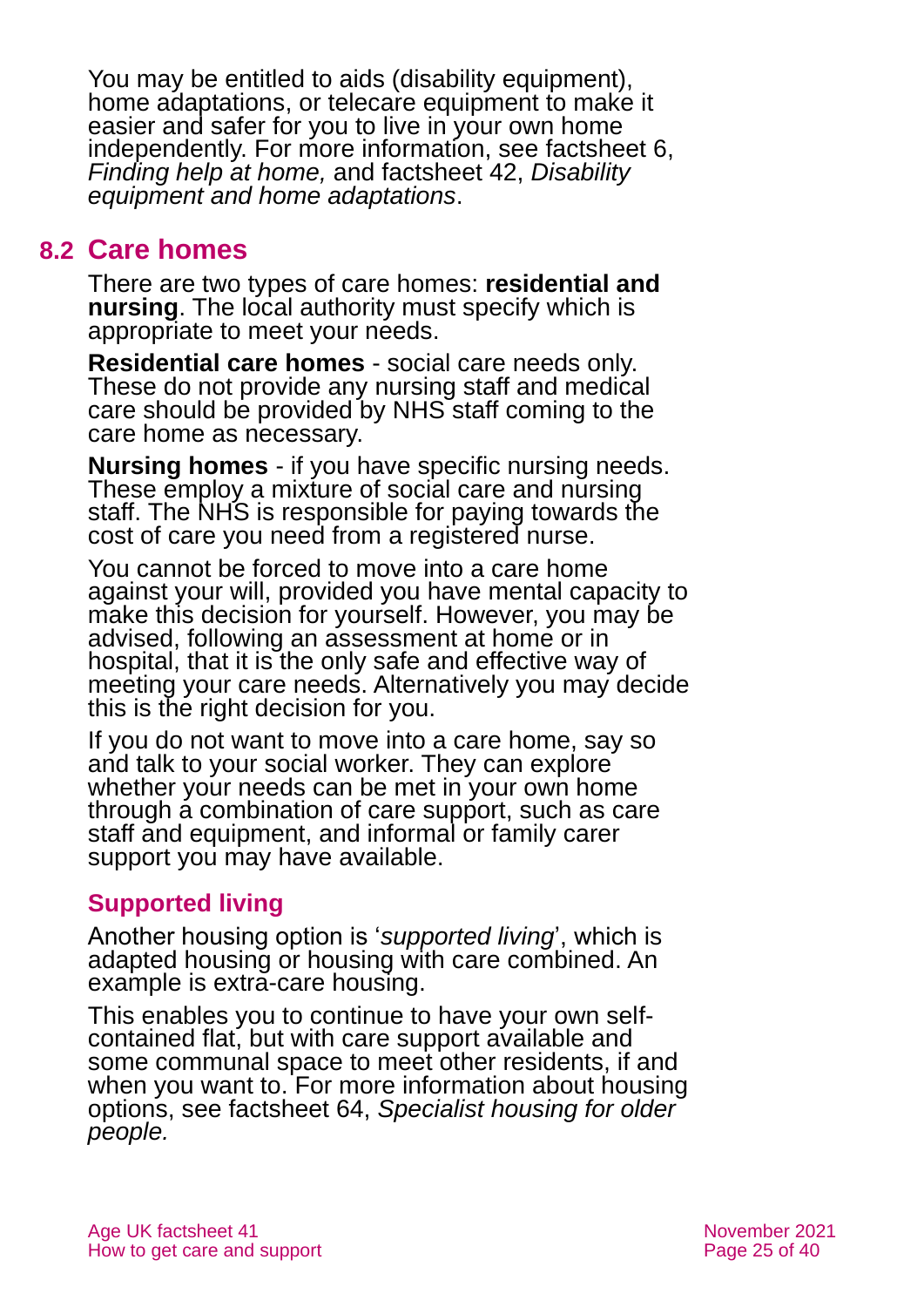You may be entitled to aids (disability equipment), home adaptations, or telecare equipment to make it easier and safer for you to live in your own home independently. For more information, see factsheet 6, *Finding help at home,* and factsheet 42, *Disability equipment and home adaptations*.

## 8.2 Care homes

There are two types of care homes: **residential and nursing**. The local authority must specify which is appropriate to meet your needs.

**Residential care homes** - social care needs only. These do not provide any nursing staff and medical care should be provided by NHS staff coming to the care home as necessary.

**Nursing homes** - if you have specific nursing needs. These employ a mixture of social care and nursing staff. The NHS is responsible for paying towards the cost of care you need from a registered nurse.

You cannot be forced to move into a care home against your will, provided you have mental capacity to make this decision for yourself. However, you may be advised, following an assessment at home or in hospital, that it is the only safe and effective way of meeting your care needs. Alternatively you may decide this is the right decision for you.

If you do not want to move into a care home, say so and talk to your social worker. They can explore whether your needs can be met in your own home through a combination of care support, such as care staff and equipment, and informal or family carer support you may have available.

### Supported living

Another housing option is '*supported living*', which is adapted housing or housing with care combined. An example is extra-care housing.

This enables you to continue to have your own self-contained flat, but with care support available and some communal space to meet other residents, if and when you want to. For more information about housing options, see factsheet 64, *Specialist housing for older people.*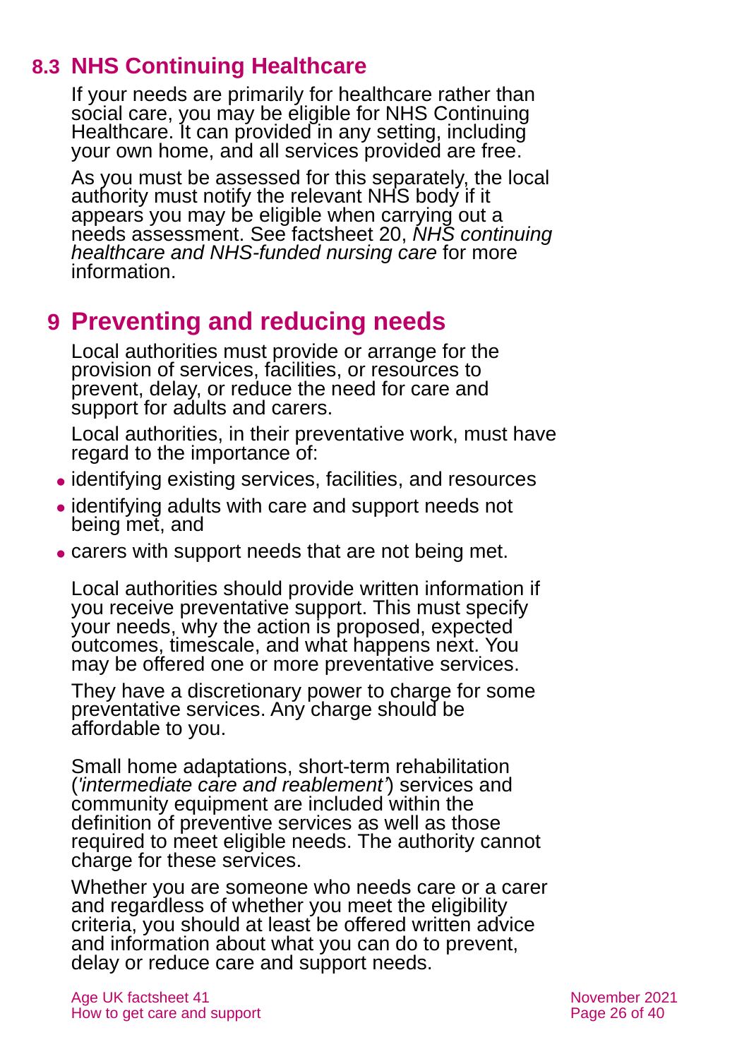## 8.3 NHS Continuing Healthcare

If your needs are primarily for healthcare rather than social care, you may be eligible for NHS Continuing Healthcare. It can provided in any setting, including your own home, and all services provided are free.

As you must be assessed for this separately, the local authority must notify the relevant NHS body if it appears you may be eligible when carrying out a needs assessment. See factsheet 20, *NHS continuing healthcare and NHS-funded nursing care* for more information.

# 9 Preventing and reducing needs

Local authorities must provide or arrange for the provision of services, facilities, or resources to prevent, delay, or reduce the need for care and support for adults and carers.

Local authorities, in their preventative work, must have regard to the importance of:

- identifying existing services, facilities, and resources
- identifying adults with care and support needs not being met, and
- carers with support needs that are not being met.

Local authorities should provide written information if you receive preventative support. This must specify your needs, why the action is proposed, expected outcomes, timescale, and what happens next. You may be offered one or more preventative services.

They have a discretionary power to charge for some preventative services. Any charge should be affordable to you.

Small home adaptations, short-term rehabilitation (*'intermediate care and reablement'*) services and community equipment are included within the definition of preventive services as well as those required to meet eligible needs. The authority cannot charge for these services.

Whether you are someone who needs care or a carer and regardless of whether you meet the eligibility criteria, you should at least be offered written advice and information about what you can do to prevent, delay or reduce care and support needs.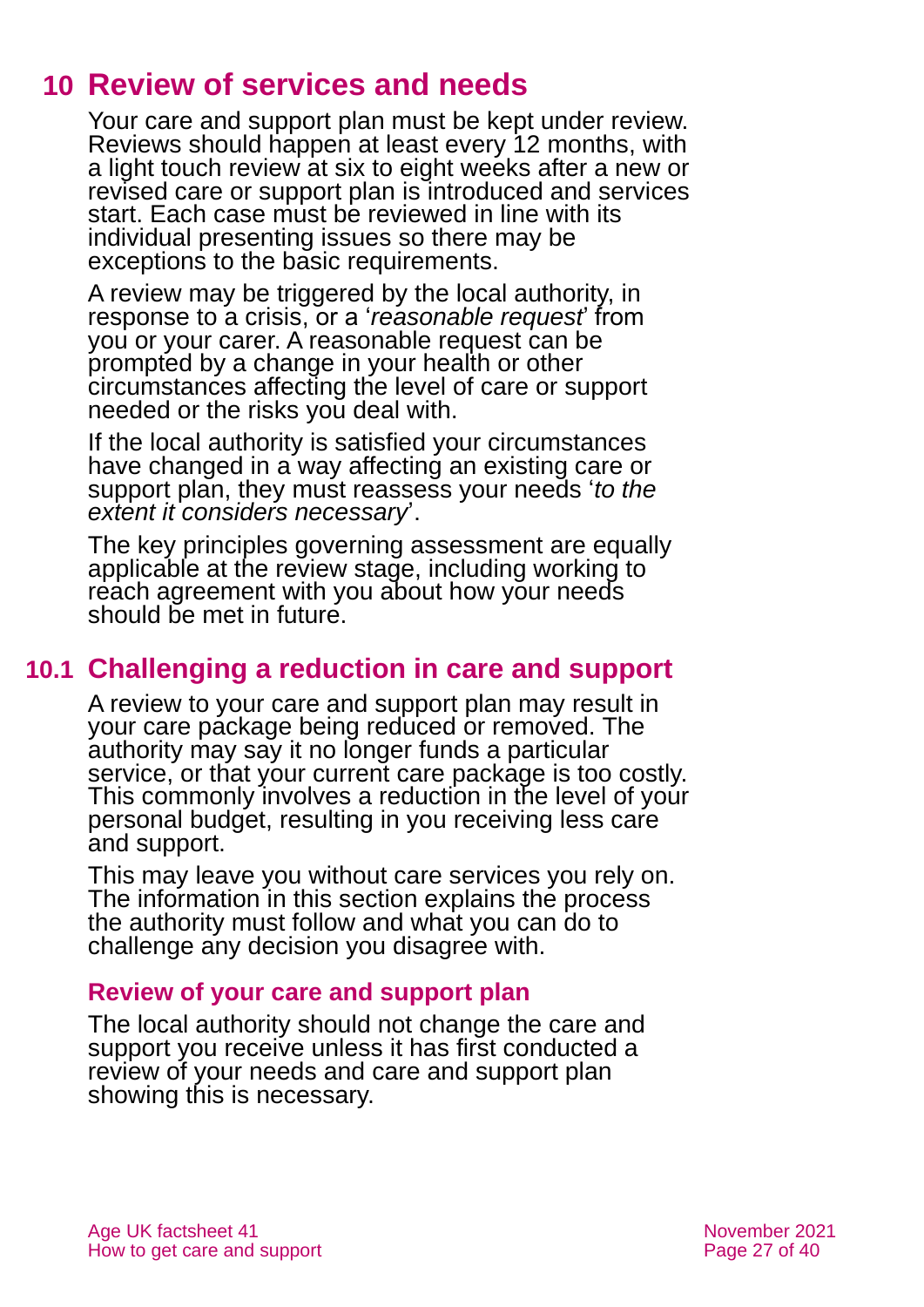# 10 Review of services and needs

Your care and support plan must be kept under review. Reviews should happen at least every 12 months, with a light touch review at six to eight weeks after a new or revised care or support plan is introduced and services start. Each case must be reviewed in line with its individual presenting issues so there may be exceptions to the basic requirements.

A review may be triggered by the local authority, in response to a crisis, or a '*reasonable request*' from you or your carer. A reasonable request can be prompted by a change in your health or other circumstances affecting the level of care or support needed or the risks you deal with.

If the local authority is satisfied your circumstances have changed in a way affecting an existing care or support plan, they must reassess your needs '*to the extent it considers necessary*'.

The key principles governing assessment are equally applicable at the review stage, including working to reach agreement with you about how your needs should be met in future.

## 10.1 Challenging a reduction in care and support

A review to your care and support plan may result in your care package being reduced or removed. The authority may say it no longer funds a particular service, or that your current care package is too costly. This commonly involves a reduction in the level of your personal budget, resulting in you receiving less care and support.

This may leave you without care services you rely on. The information in this section explains the process the authority must follow and what you can do to challenge any decision you disagree with.

### Review of your care and support plan

The local authority should not change the care and support you receive unless it has first conducted a review of your needs and care and support plan showing this is necessary.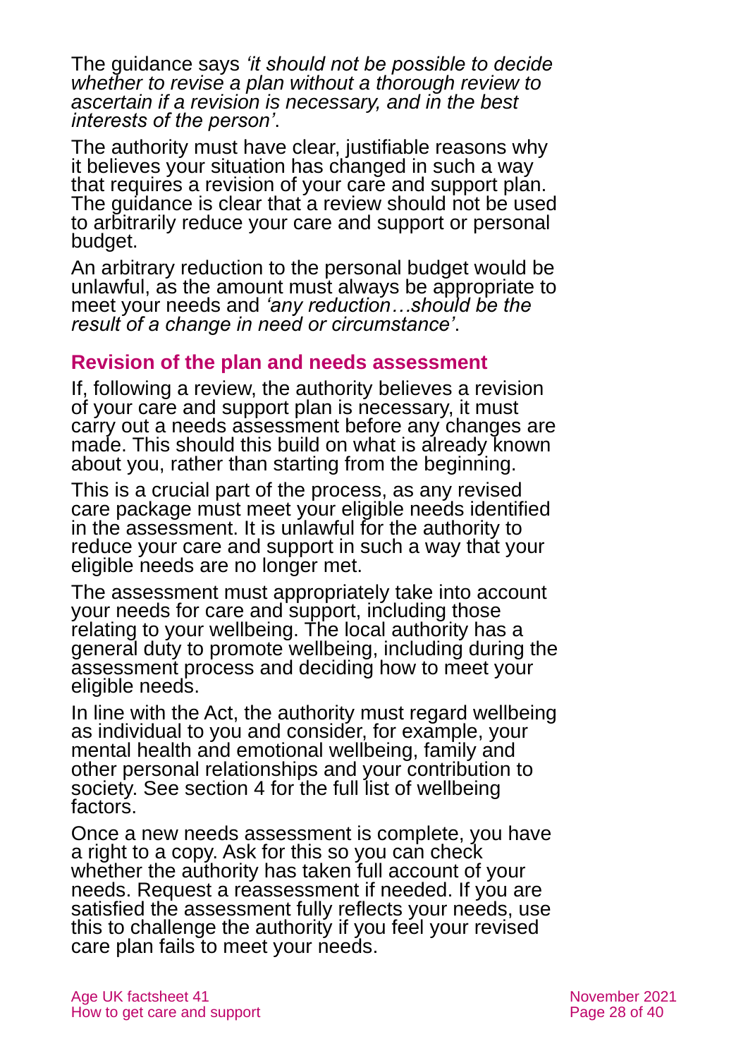The guidance says *'it should not be possible to decide whether to revise a plan without a thorough review to ascertain if a revision is necessary, and in the best interests of the person'*.

The authority must have clear, justifiable reasons why it believes your situation has changed in such a way that requires a revision of your care and support plan. The guidance is clear that a review should not be used to arbitrarily reduce your care and support or personal budget.

An arbitrary reduction to the personal budget would be unlawful, as the amount must always be appropriate to meet your needs and *'any reduction…should be the result of a change in need or circumstance'*.

### Revision of the plan and needs assessment

If, following a review, the authority believes a revision of your care and support plan is necessary, it must carry out a needs assessment before any changes are made. This should this build on what is already known about you, rather than starting from the beginning.

This is a crucial part of the process, as any revised care package must meet your eligible needs identified in the assessment. It is unlawful for the authority to reduce your care and support in such a way that your eligible needs are no longer met.

The assessment must appropriately take into account your needs for care and support, including those relating to your wellbeing. The local authority has a general duty to promote wellbeing, including during the assessment process and deciding how to meet your eligible needs.

In line with the Act, the authority must regard wellbeing as individual to you and consider, for example, your mental health and emotional wellbeing, family and other personal relationships and your contribution to society. See section 4 for the full list of wellbeing factors.

Once a new needs assessment is complete, you have a right to a copy. Ask for this so you can check whether the authority has taken full account of your needs. Request a reassessment if needed. If you are satisfied the assessment fully reflects your needs, use this to challenge the authority if you feel your revised care plan fails to meet your needs.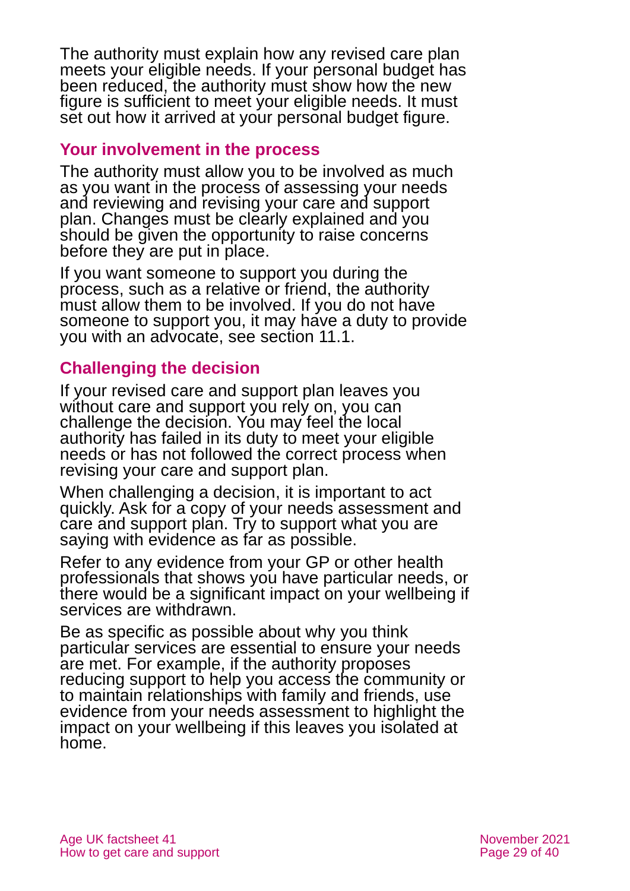The authority must explain how any revised care plan meets your eligible needs. If your personal budget has been reduced, the authority must show how the new figure is sufficient to meet your eligible needs. It must set out how it arrived at your personal budget figure.

### Your involvement in the process

The authority must allow you to be involved as much as you want in the process of assessing your needs and reviewing and revising your care and support plan. Changes must be clearly explained and you should be given the opportunity to raise concerns before they are put in place.

If you want someone to support you during the process, such as a relative or friend, the authority must allow them to be involved. If you do not have someone to support you, it may have a duty to provide you with an advocate, see section 11.1.

### Challenging the decision

If your revised care and support plan leaves you without care and support you rely on, you can challenge the decision. You may feel the local authority has failed in its duty to meet your eligible needs or has not followed the correct process when revising your care and support plan.

When challenging a decision, it is important to act quickly. Ask for a copy of your needs assessment and care and support plan. Try to support what you are saying with evidence as far as possible.

Refer to any evidence from your GP or other health professionals that shows you have particular needs, or there would be a significant impact on your wellbeing if services are withdrawn.

Be as specific as possible about why you think particular services are essential to ensure your needs are met. For example, if the authority proposes reducing support to help you access the community or to maintain relationships with family and friends, use evidence from your needs assessment to highlight the impact on your wellbeing if this leaves you isolated at home.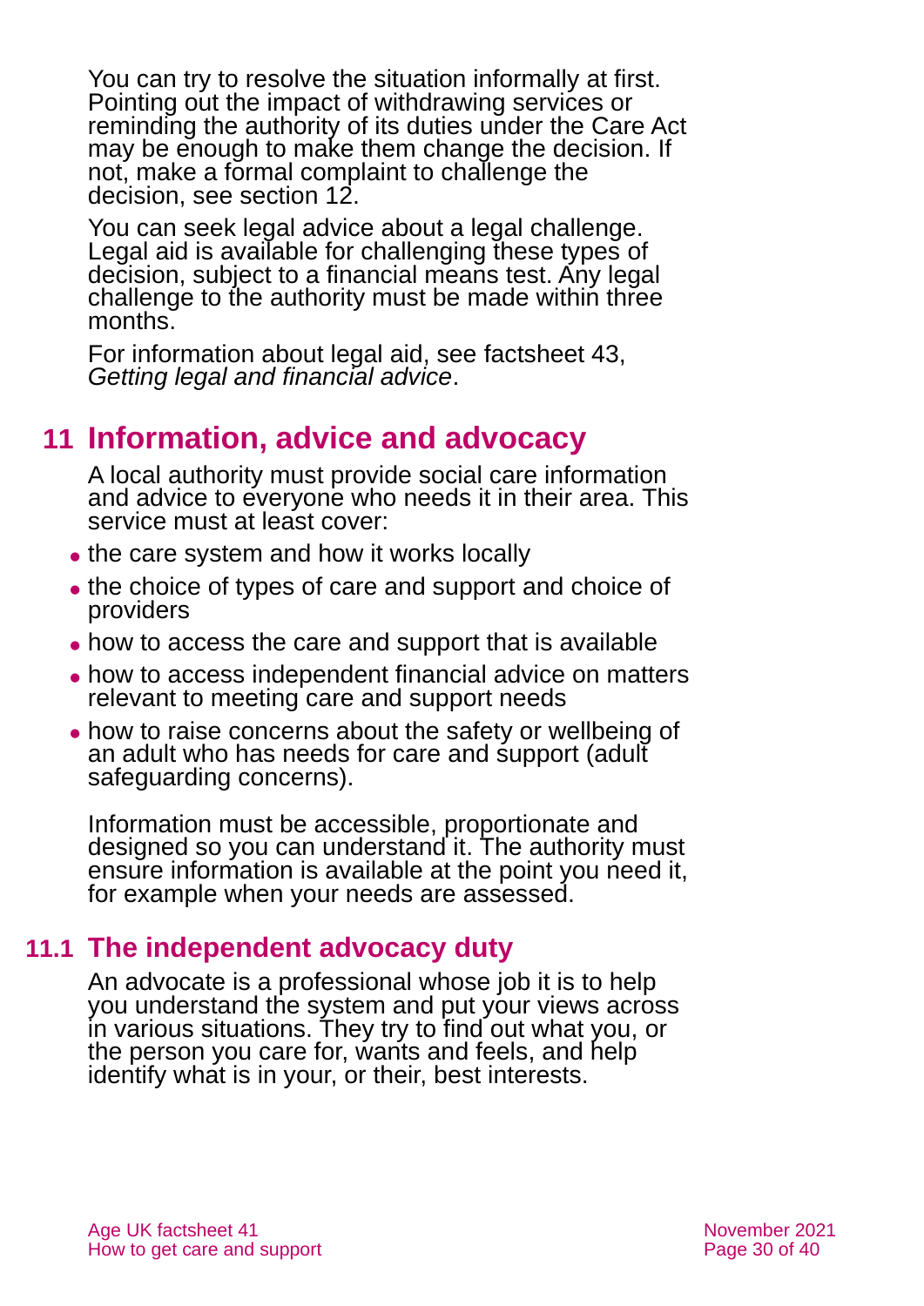You can try to resolve the situation informally at first. Pointing out the impact of withdrawing services or reminding the authority of its duties under the Care Act may be enough to make them change the decision. If not, make a formal complaint to challenge the decision, see section 12.

You can seek legal advice about a legal challenge. Legal aid is available for challenging these types of decision, subject to a financial means test. Any legal challenge to the authority must be made within three months.

For information about legal aid, see factsheet 43, *Getting legal and financial advice*.

## 11 Information, advice and advocacy

A local authority must provide social care information and advice to everyone who needs it in their area. This service must at least cover:

- the care system and how it works locally
- the choice of types of care and support and choice of providers
- how to access the care and support that is available
- how to access independent financial advice on matters relevant to meeting care and support needs
- how to raise concerns about the safety or wellbeing of an adult who has needs for care and support (adult safeguarding concerns).

Information must be accessible, proportionate and designed so you can understand it. The authority must ensure information is available at the point you need it, for example when your needs are assessed.

### 11.1 The independent advocacy duty

An advocate is a professional whose job it is to help you understand the system and put your views across in various situations. They try to find out what you, or the person you care for, wants and feels, and help identify what is in your, or their, best interests.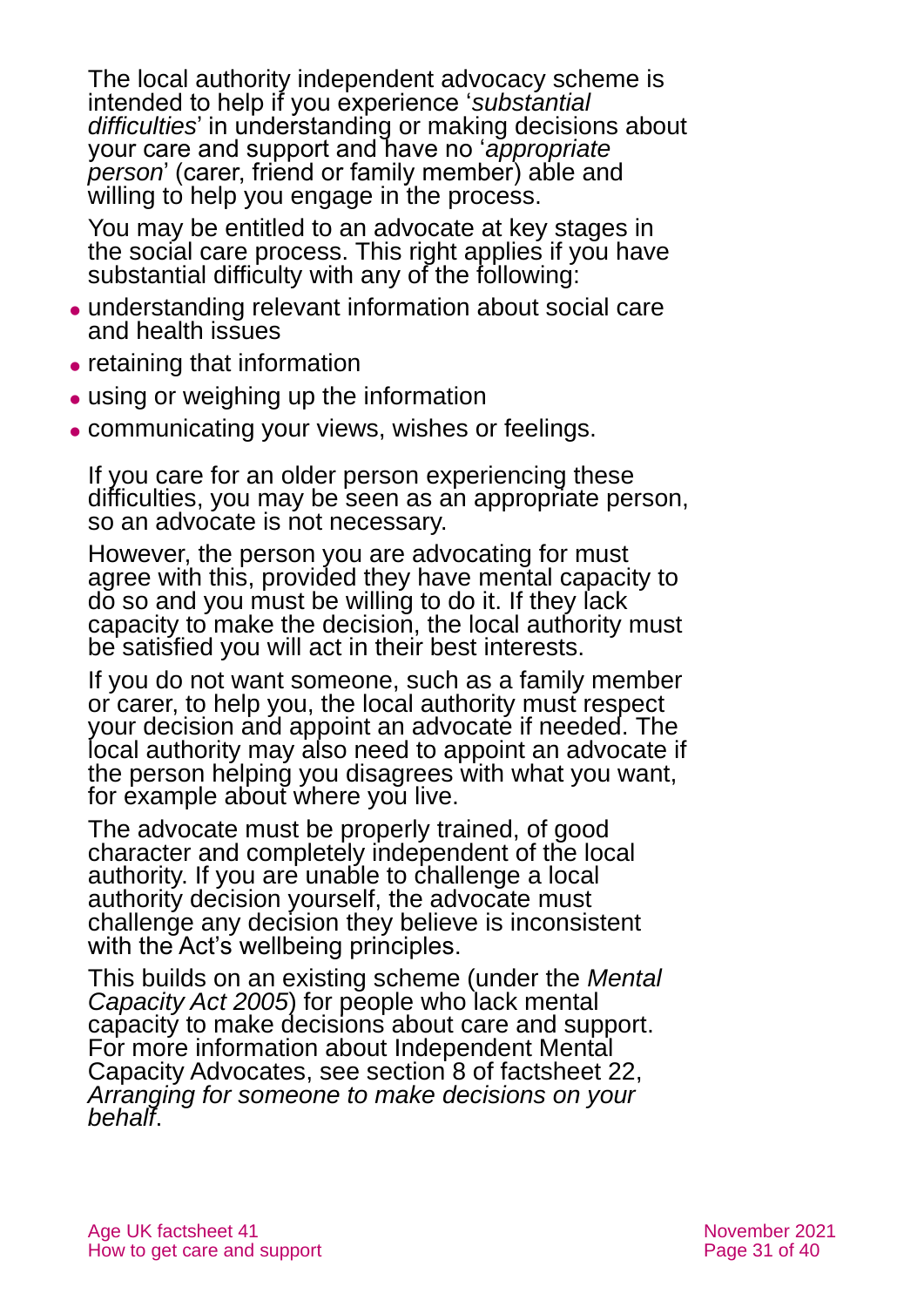The local authority independent advocacy scheme is intended to help if you experience '*substantial difficulties*' in understanding or making decisions about your care and support and have no '*appropriate person*' (carer, friend or family member) able and willing to help you engage in the process.

You may be entitled to an advocate at key stages in the social care process. This right applies if you have substantial difficulty with any of the following:

- understanding relevant information about social care and health issues
- retaining that information
- using or weighing up the information
- communicating your views, wishes or feelings.

If you care for an older person experiencing these difficulties, you may be seen as an appropriate person, so an advocate is not necessary.

However, the person you are advocating for must agree with this, provided they have mental capacity to do so and you must be willing to do it. If they lack capacity to make the decision, the local authority must be satisfied you will act in their best interests.

If you do not want someone, such as a family member or carer, to help you, the local authority must respect your decision and appoint an advocate if needed. The local authority may also need to appoint an advocate if the person helping you disagrees with what you want, for example about where you live.

The advocate must be properly trained, of good character and completely independent of the local authority. If you are unable to challenge a local authority decision yourself, the advocate must challenge any decision they believe is inconsistent with the Act's wellbeing principles.

This builds on an existing scheme (under the *Mental Capacity Act 2005*) for people who lack mental capacity to make decisions about care and support. For more information about Independent Mental Capacity Advocates, see section 8 of factsheet 22, *Arranging for someone to make decisions on your behalf*.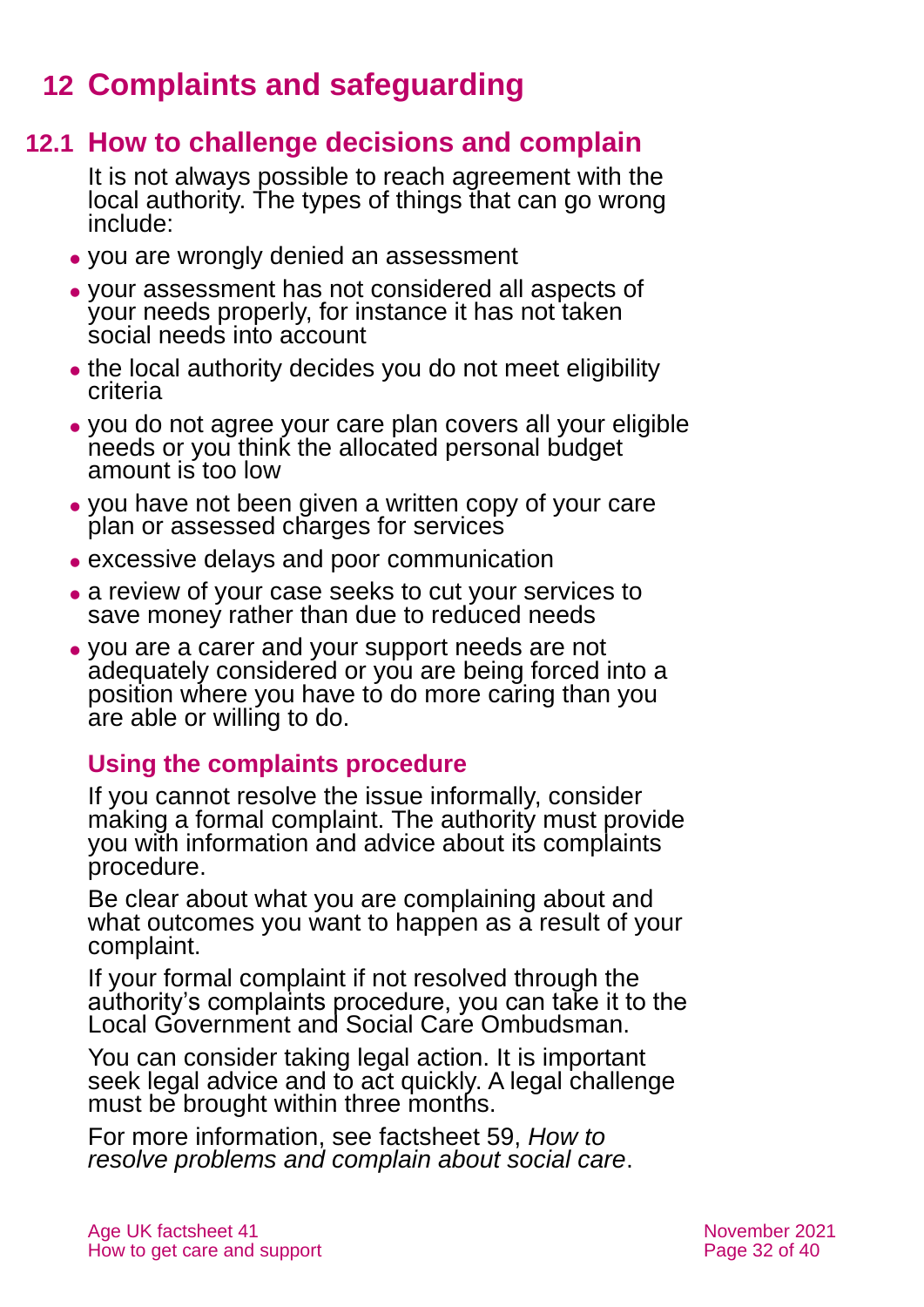# 12 Complaints and safeguarding

## 12.1 How to challenge decisions and complain

It is not always possible to reach agreement with the local authority. The types of things that can go wrong include:

- you are wrongly denied an assessment
- your assessment has not considered all aspects of your needs properly, for instance it has not taken social needs into account
- the local authority decides you do not meet eligibility criteria
- you do not agree your care plan covers all your eligible needs or you think the allocated personal budget amount is too low
- you have not been given a written copy of your care plan or assessed charges for services
- excessive delays and poor communication
- a review of your case seeks to cut your services to save money rather than due to reduced needs
- you are a carer and your support needs are not adequately considered or you are being forced into a position where you have to do more caring than you are able or willing to do.

### Using the complaints procedure

If you cannot resolve the issue informally, consider making a formal complaint. The authority must provide you with information and advice about its complaints procedure.

Be clear about what you are complaining about and what outcomes you want to happen as a result of your complaint.

If your formal complaint if not resolved through the authority's complaints procedure, you can take it to the Local Government and Social Care Ombudsman.

You can consider taking legal action. It is important seek legal advice and to act quickly. A legal challenge must be brought within three months.

For more information, see factsheet 59, *How to resolve problems and complain about social care*.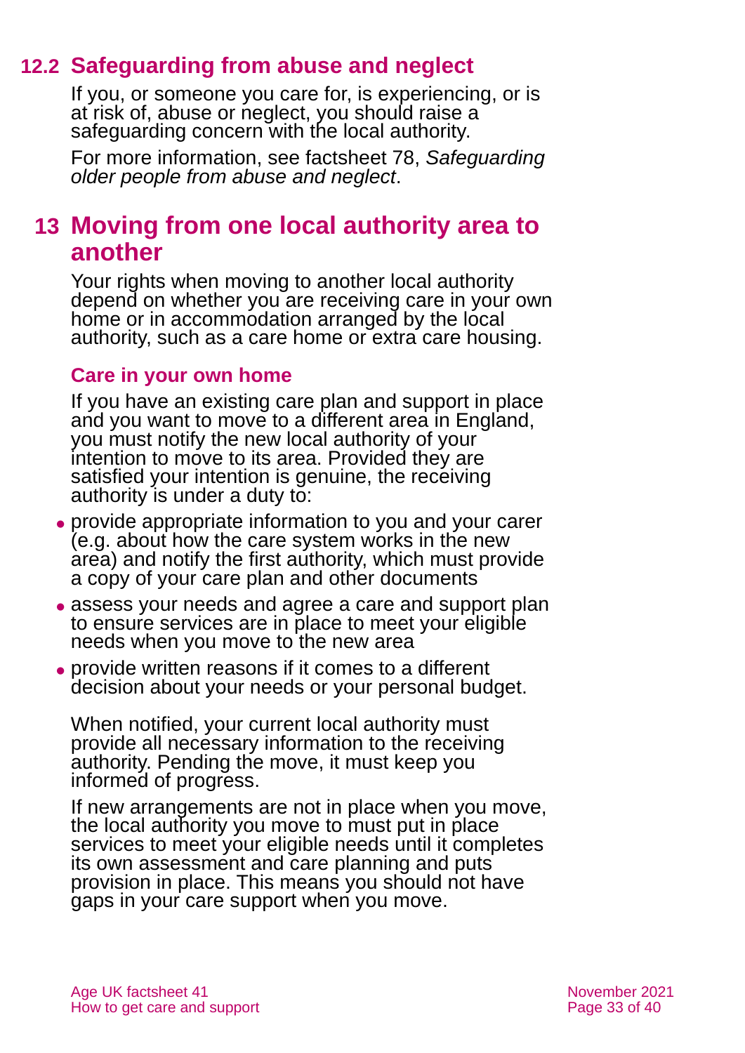## 12.2 Safeguarding from abuse and neglect

If you, or someone you care for, is experiencing, or is at risk of, abuse or neglect, you should raise a safeguarding concern with the local authority.

For more information, see factsheet 78, *Safeguarding older people from abuse and neglect*.

# 13 Moving from one local authority area to another

Your rights when moving to another local authority depend on whether you are receiving care in your own home or in accommodation arranged by the local authority, such as a care home or extra care housing.

### Care in your own home

If you have an existing care plan and support in place and you want to move to a different area in England, you must notify the new local authority of your intention to move to its area. Provided they are satisfied your intention is genuine, the receiving authority is under a duty to:

- provide appropriate information to you and your carer (e.g. about how the care system works in the new area) and notify the first authority, which must provide a copy of your care plan and other documents
- assess your needs and agree a care and support plan to ensure services are in place to meet your eligible needs when you move to the new area
- provide written reasons if it comes to a different decision about your needs or your personal budget.

When notified, your current local authority must provide all necessary information to the receiving authority. Pending the move, it must keep you informed of progress.

If new arrangements are not in place when you move, the local authority you move to must put in place services to meet your eligible needs until it completes its own assessment and care planning and puts provision in place. This means you should not have gaps in your care support when you move.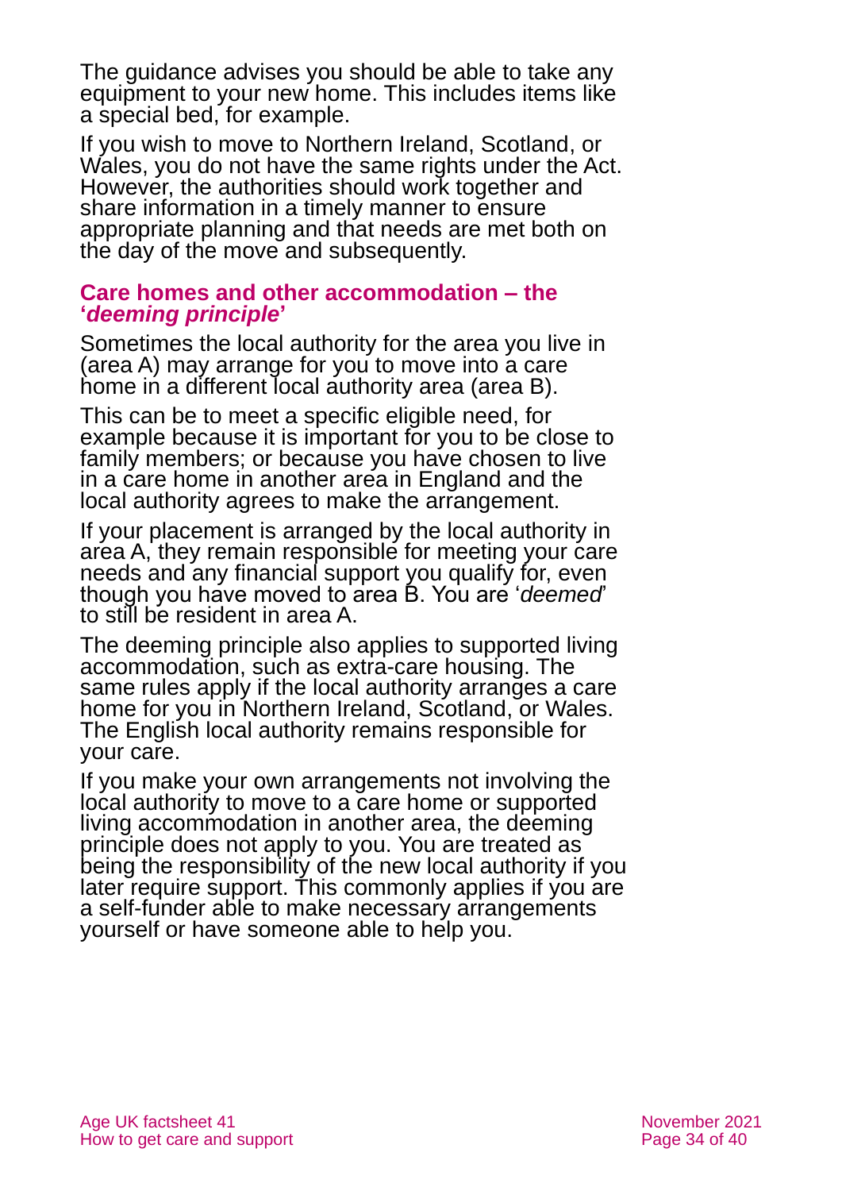The guidance advises you should be able to take any equipment to your new home. This includes items like a special bed, for example.

If you wish to move to Northern Ireland, Scotland, or Wales, you do not have the same rights under the Act. However, the authorities should work together and share information in a timely manner to ensure appropriate planning and that needs are met both on the day of the move and subsequently.

### Care homes and other accommodation – the '*deeming principle*'

Sometimes the local authority for the area you live in (area A) may arrange for you to move into a care home in a different local authority area (area B).

This can be to meet a specific eligible need, for example because it is important for you to be close to family members; or because you have chosen to live in a care home in another area in England and the local authority agrees to make the arrangement.

If your placement is arranged by the local authority in area A, they remain responsible for meeting your care needs and any financial support you qualify for, even though you have moved to area B. You are '*deemed*' to still be resident in area A.

The deeming principle also applies to supported living accommodation, such as extra-care housing. The same rules apply if the local authority arranges a care home for you in Northern Ireland, Scotland, or Wales. The English local authority remains responsible for your care.

If you make your own arrangements not involving the local authority to move to a care home or supported living accommodation in another area, the deeming principle does not apply to you. You are treated as being the responsibility of the new local authority if you later require support. This commonly applies if you are a self-funder able to make necessary arrangements yourself or have someone able to help you.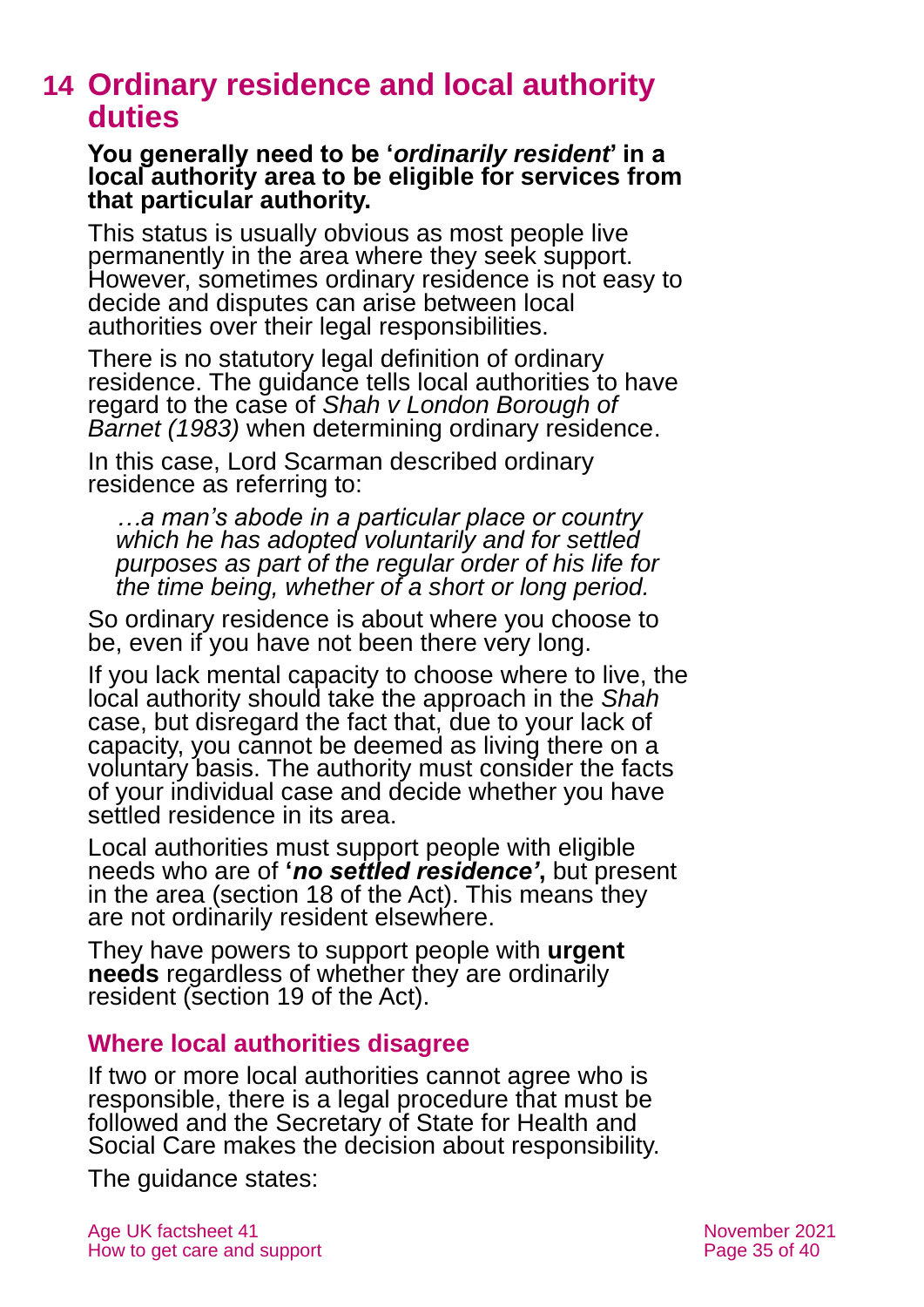# 14 Ordinary residence and local authority duties

**You generally need to be '*ordinarily resident*' in a local authority area to be eligible for services from that particular authority.**

This status is usually obvious as most people live permanently in the area where they seek support. However, sometimes ordinary residence is not easy to decide and disputes can arise between local authorities over their legal responsibilities.

There is no statutory legal definition of ordinary residence. The guidance tells local authorities to have regard to the case of *Shah v London Borough of Barnet (1983)* when determining ordinary residence.

In this case, Lord Scarman described ordinary residence as referring to:

> *…a man's abode in a particular place or country which he has adopted voluntarily and for settled purposes as part of the regular order of his life for the time being, whether of a short or long period.*

So ordinary residence is about where you choose to be, even if you have not been there very long.

If you lack mental capacity to choose where to live, the local authority should take the approach in the *Shah* case, but disregard the fact that, due to your lack of capacity, you cannot be deemed as living there on a voluntary basis. The authority must consider the facts of your individual case and decide whether you have settled residence in its area.

Local authorities must support people with eligible needs who are of **'*no settled residence'*,** but present in the area (section 18 of the Act). This means they are not ordinarily resident elsewhere.

They have powers to support people with **urgent needs** regardless of whether they are ordinarily resident (section 19 of the Act).

## Where local authorities disagree

If two or more local authorities cannot agree who is responsible, there is a legal procedure that must be followed and the Secretary of State for Health and Social Care makes the decision about responsibility.

The guidance states: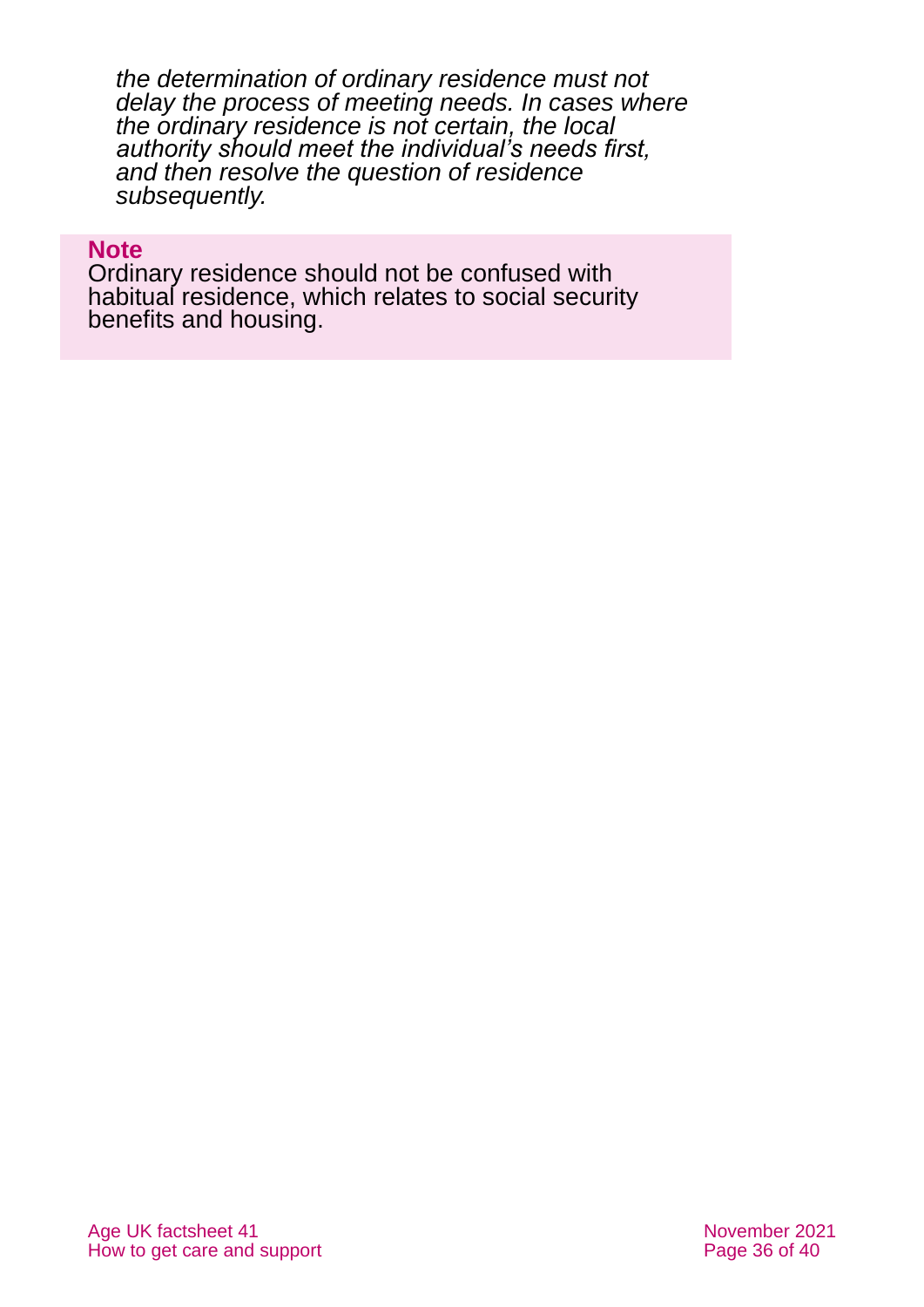*the determination of ordinary residence must not delay the process of meeting needs. In cases where the ordinary residence is not certain, the local authority should meet the individual's needs first, and then resolve the question of residence subsequently.*

**Note**

Ordinary residence should not be confused with habitual residence, which relates to social security benefits and housing.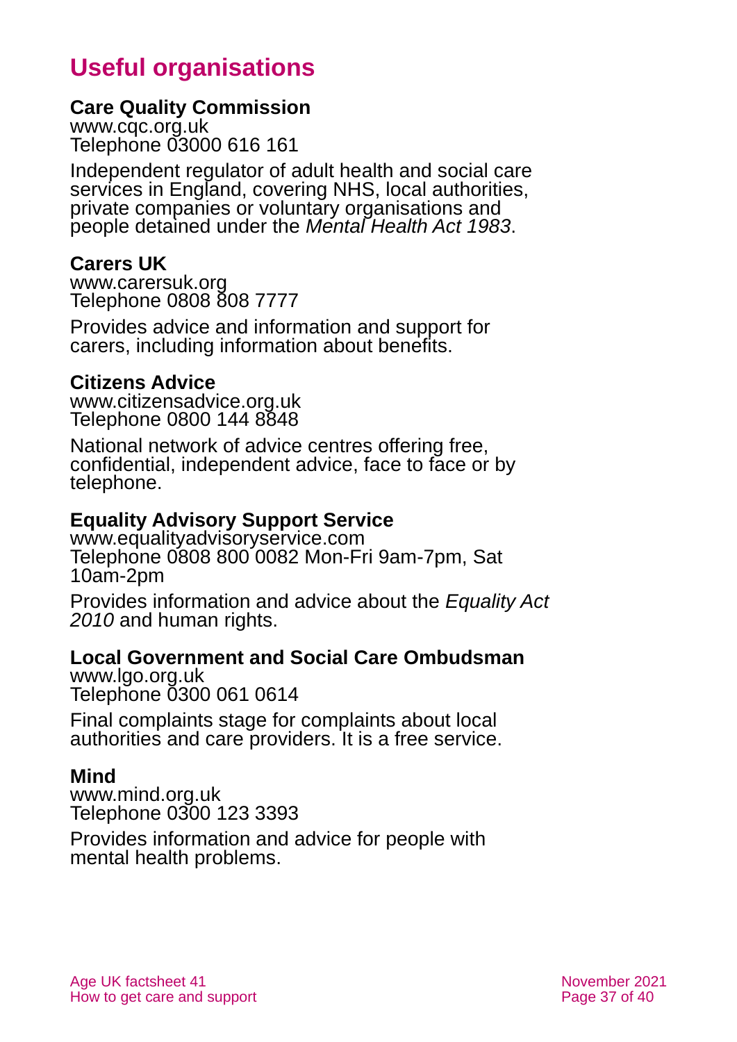# Useful organisations

**Care Quality Commission**
www.cqc.org.uk
Telephone 03000 616 161

Independent regulator of adult health and social care services in England, covering NHS, local authorities, private companies or voluntary organisations and people detained under the *Mental Health Act 1983*.

**Carers UK**
www.carersuk.org
Telephone 0808 808 7777

Provides advice and information and support for carers, including information about benefits.

**Citizens Advice**
www.citizensadvice.org.uk
Telephone 0800 144 8848

National network of advice centres offering free, confidential, independent advice, face to face or by telephone.

**Equality Advisory Support Service**
www.equalityadvisoryservice.com
Telephone 0808 800 0082 Mon-Fri 9am-7pm, Sat 10am-2pm

Provides information and advice about the *Equality Act 2010* and human rights.

**Local Government and Social Care Ombudsman**
www.lgo.org.uk
Telephone 0300 061 0614

Final complaints stage for complaints about local authorities and care providers. It is a free service.

**Mind**
www.mind.org.uk
Telephone 0300 123 3393

Provides information and advice for people with mental health problems.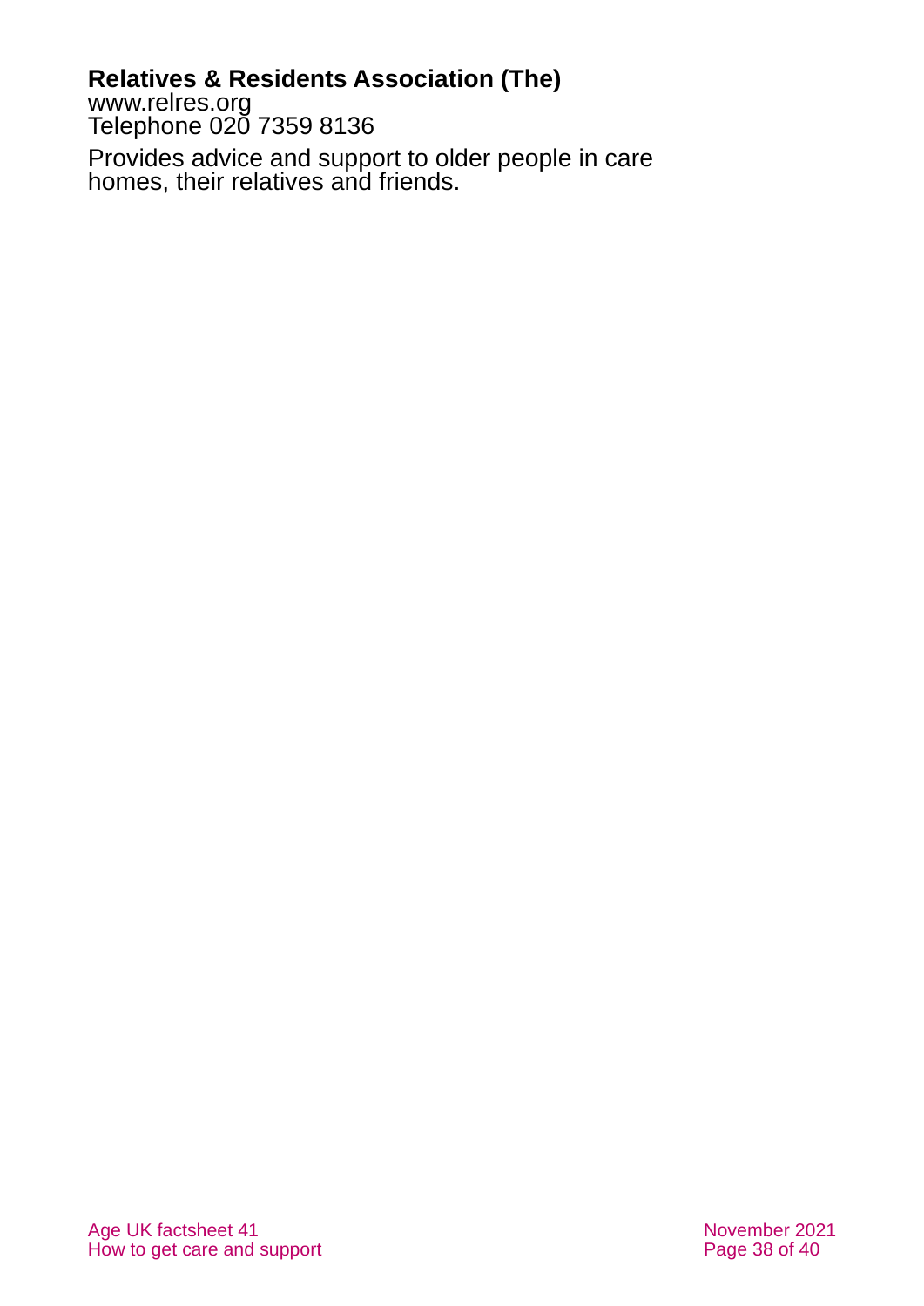**Relatives & Residents Association (The)**
www.relres.org
Telephone 020 7359 8136

Provides advice and support to older people in care homes, their relatives and friends.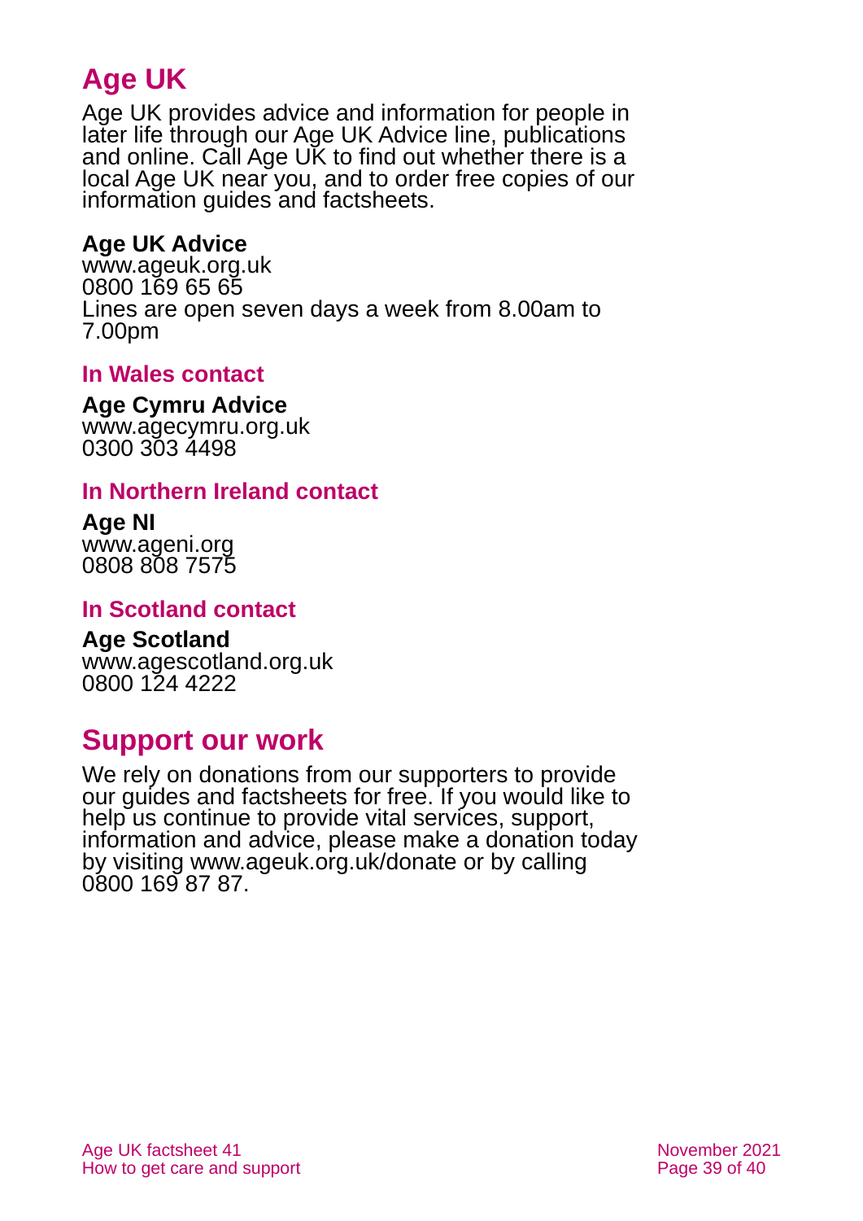## Age UK

Age UK provides advice and information for people in later life through our Age UK Advice line, publications and online. Call Age UK to find out whether there is a local Age UK near you, and to order free copies of our information guides and factsheets.

**Age UK Advice**
www.ageuk.org.uk
0800 169 65 65
Lines are open seven days a week from 8.00am to 7.00pm

### In Wales contact

**Age Cymru Advice**
www.agecymru.org.uk
0300 303 4498

### In Northern Ireland contact

**Age NI**
www.ageni.org
0808 808 7575

### In Scotland contact

**Age Scotland**
www.agescotland.org.uk
0800 124 4222

## Support our work

We rely on donations from our supporters to provide our guides and factsheets for free. If you would like to help us continue to provide vital services, support, information and advice, please make a donation today by visiting www.ageuk.org.uk/donate or by calling 0800 169 87 87.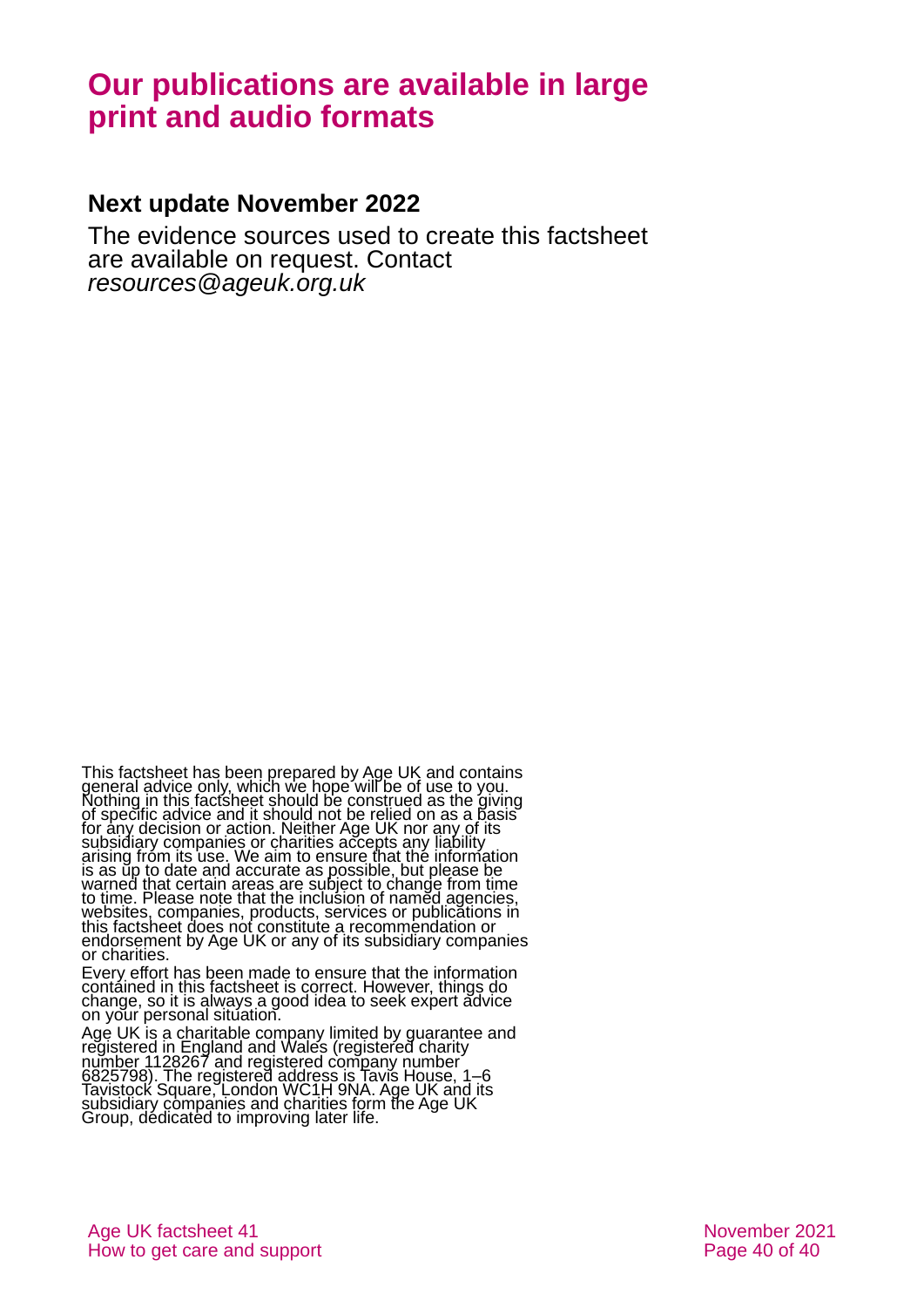# Our publications are available in large print and audio formats

## Next update November 2022

The evidence sources used to create this factsheet are available on request. Contact *resources@ageuk.org.uk*

This factsheet has been prepared by Age UK and contains general advice only, which we hope will be of use to you. Nothing in this factsheet should be construed as the giving of specific advice and it should not be relied on as a basis for any decision or action. Neither Age UK nor any of its subsidiary companies or charities accepts any liability arising from its use. We aim to ensure that the information is as up to date and accurate as possible, but please be warned that certain areas are subject to change from time to time. Please note that the inclusion of named agencies, websites, companies, products, services or publications in this factsheet does not constitute a recommendation or endorsement by Age UK or any of its subsidiary companies or charities.

Every effort has been made to ensure that the information contained in this factsheet is correct. However, things do change, so it is always a good idea to seek expert advice on your personal situation.

Age UK is a charitable company limited by guarantee and registered in England and Wales (registered charity number 1128267 and registered company number 6825798). The registered address is Tavis House, 1–6 Tavistock Square, London WC1H 9NA. Age UK and its subsidiary companies and charities form the Age UK Group, dedicated to improving later life.